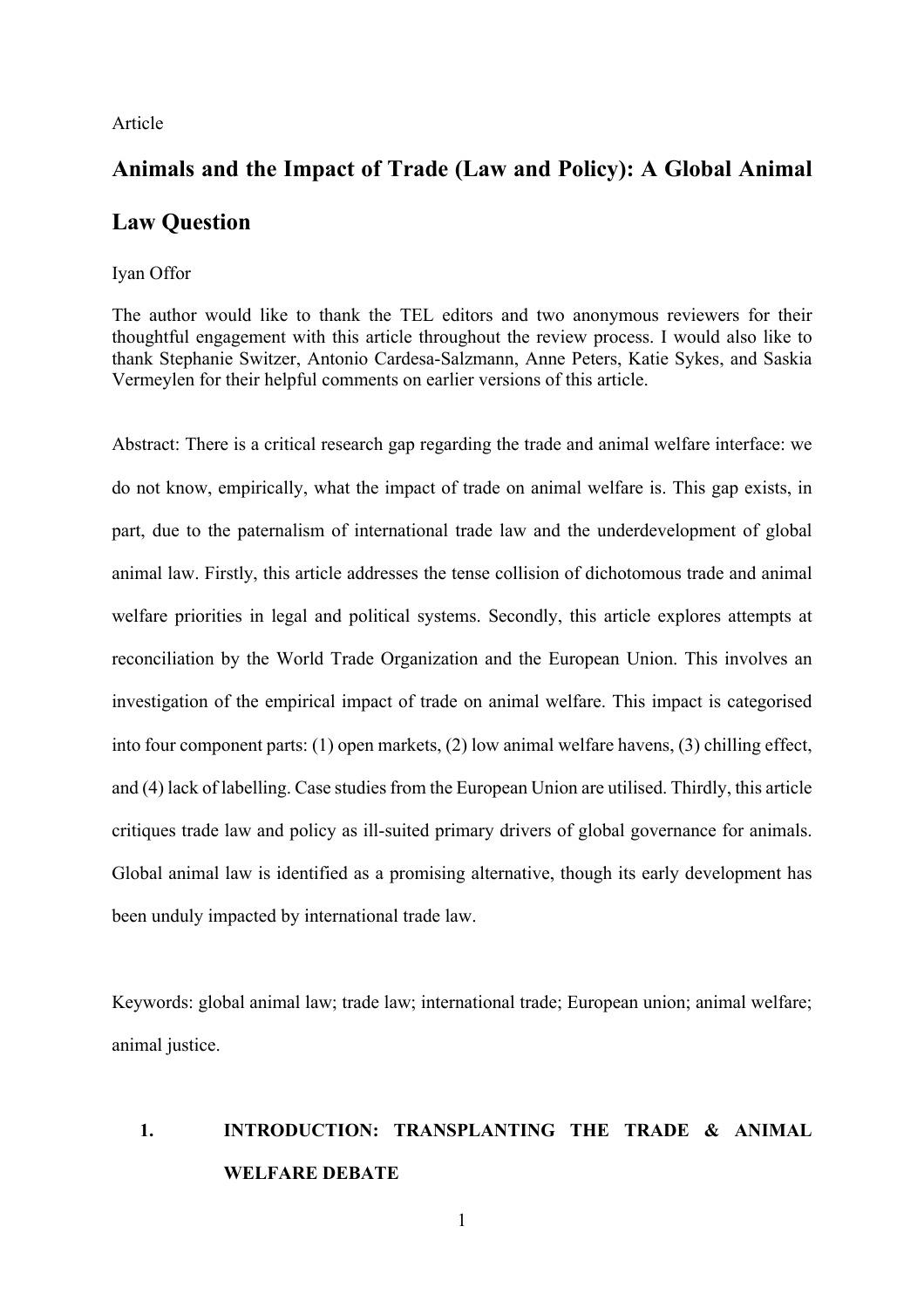Article

# Animals and the Impact of Trade (Law and Policy): A Global Animal Law Question

Iyan Offor

The author would like to thank the TEL editors and two anonymous reviewers for their thoughtful engagement with this article throughout the review process. I would also like to thank Stephanie Switzer, Antonio Cardesa-Salzmann, Anne Peters, Katie Sykes, and Saskia Vermeylen for their helpful comments on earlier versions of this article.

Abstract: There is a critical research gap regarding the trade and animal welfare interface: we do not know, empirically, what the impact of trade on animal welfare is. This gap exists, in part, due to the paternalism of international trade law and the underdevelopment of global animal law. Firstly, this article addresses the tense collision of dichotomous trade and animal welfare priorities in legal and political systems. Secondly, this article explores attempts at reconciliation by the World Trade Organization and the European Union. This involves an investigation of the empirical impact of trade on animal welfare. This impact is categorised into four component parts: (1) open markets, (2) low animal welfare havens, (3) chilling effect, and (4) lack of labelling. Case studies from the European Union are utilised. Thirdly, this article critiques trade law and policy as ill-suited primary drivers of global governance for animals. Global animal law is identified as a promising alternative, though its early development has been unduly impacted by international trade law.

Keywords: global animal law; trade law; international trade; European union; animal welfare; animal justice.

## 1. INTRODUCTION: TRANSPLANTING THE TRADE & ANIMAL WELFARE DEBATE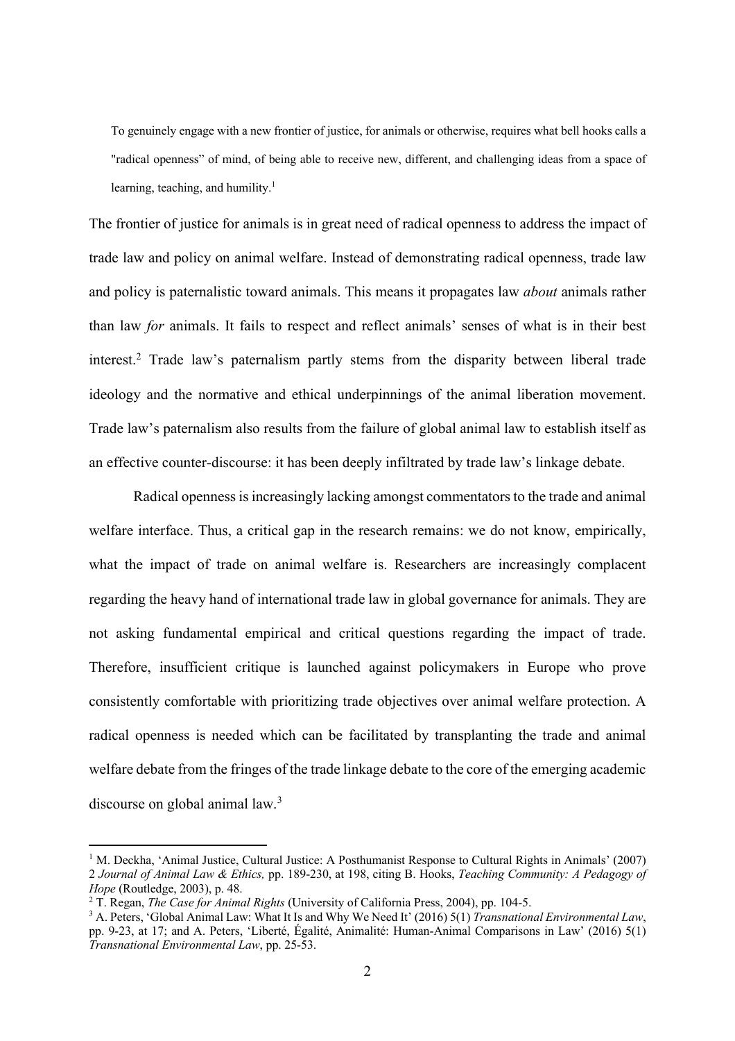> To genuinely engage with a new frontier of justice, for animals or otherwise, requires what bell hooks calls a "radical openness" of mind, of being able to receive new, different, and challenging ideas from a space of learning, teaching, and humility.[1]

The frontier of justice for animals is in great need of radical openness to address the impact of trade law and policy on animal welfare. Instead of demonstrating radical openness, trade law and policy is paternalistic toward animals. This means it propagates law *about* animals rather than law *for* animals. It fails to respect and reflect animals' senses of what is in their best interest.[2] Trade law's paternalism partly stems from the disparity between liberal trade ideology and the normative and ethical underpinnings of the animal liberation movement. Trade law's paternalism also results from the failure of global animal law to establish itself as an effective counter-discourse: it has been deeply infiltrated by trade law's linkage debate.

Radical openness is increasingly lacking amongst commentators to the trade and animal welfare interface. Thus, a critical gap in the research remains: we do not know, empirically, what the impact of trade on animal welfare is. Researchers are increasingly complacent regarding the heavy hand of international trade law in global governance for animals. They are not asking fundamental empirical and critical questions regarding the impact of trade. Therefore, insufficient critique is launched against policymakers in Europe who prove consistently comfortable with prioritizing trade objectives over animal welfare protection. A radical openness is needed which can be facilitated by transplanting the trade and animal welfare debate from the fringes of the trade linkage debate to the core of the emerging academic discourse on global animal law.[3]

---

[1] M. Deckha, 'Animal Justice, Cultural Justice: A Posthumanist Response to Cultural Rights in Animals' (2007) 2 *Journal of Animal Law & Ethics,* pp. 189-230, at 198, citing B. Hooks, *Teaching Community: A Pedagogy of Hope* (Routledge, 2003), p. 48.

[2] T. Regan, *The Case for Animal Rights* (University of California Press, 2004), pp. 104-5.

[3] A. Peters, 'Global Animal Law: What It Is and Why We Need It' (2016) 5(1) *Transnational Environmental Law*, pp. 9-23, at 17; and A. Peters, 'Liberté, Égalité, Animalité: Human-Animal Comparisons in Law' (2016) 5(1) *Transnational Environmental Law*, pp. 25-53.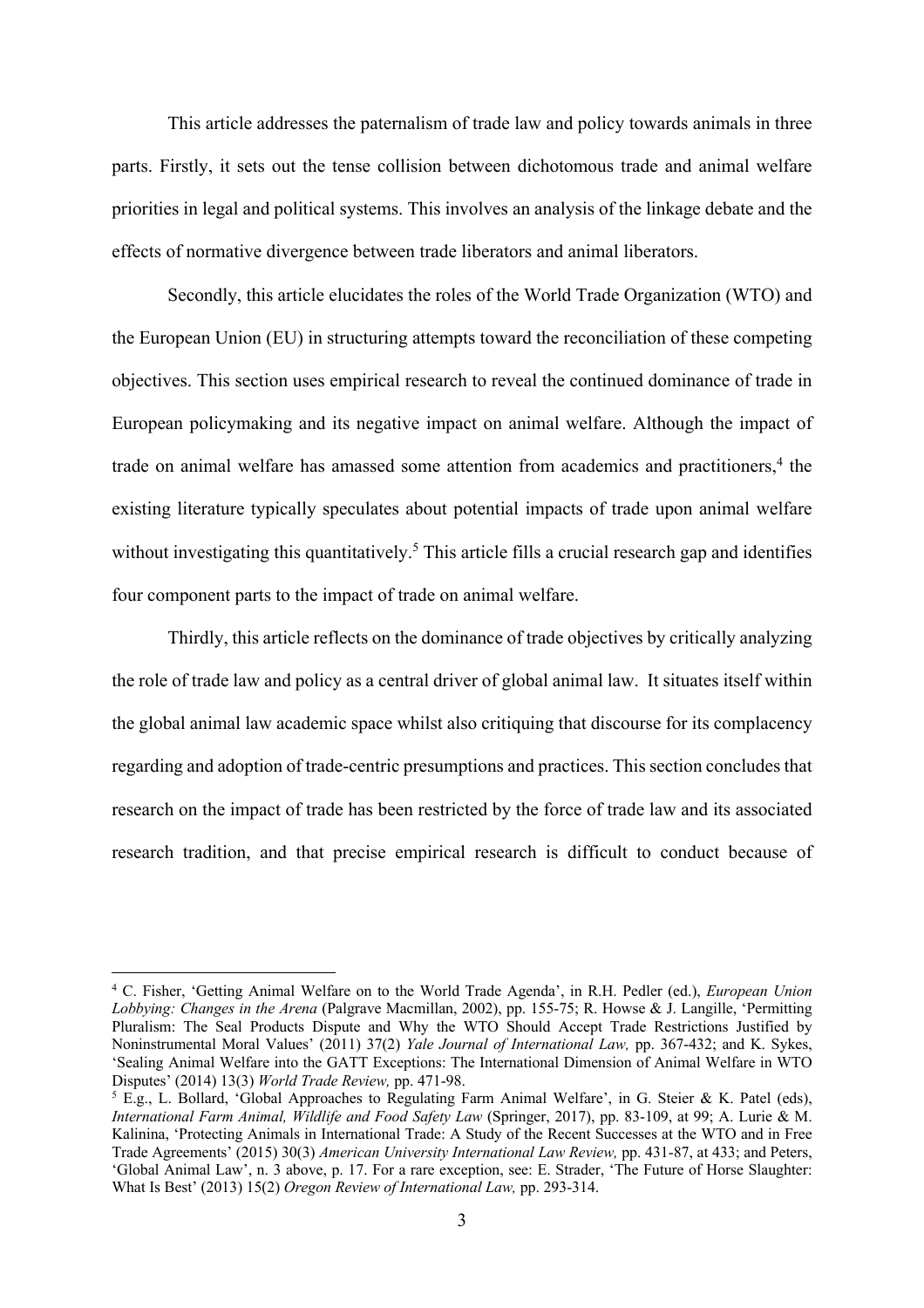This article addresses the paternalism of trade law and policy towards animals in three parts. Firstly, it sets out the tense collision between dichotomous trade and animal welfare priorities in legal and political systems. This involves an analysis of the linkage debate and the effects of normative divergence between trade liberators and animal liberators.

Secondly, this article elucidates the roles of the World Trade Organization (WTO) and the European Union (EU) in structuring attempts toward the reconciliation of these competing objectives. This section uses empirical research to reveal the continued dominance of trade in European policymaking and its negative impact on animal welfare. Although the impact of trade on animal welfare has amassed some attention from academics and practitioners,[4] the existing literature typically speculates about potential impacts of trade upon animal welfare without investigating this quantitatively.[5] This article fills a crucial research gap and identifies four component parts to the impact of trade on animal welfare.

Thirdly, this article reflects on the dominance of trade objectives by critically analyzing the role of trade law and policy as a central driver of global animal law. It situates itself within the global animal law academic space whilst also critiquing that discourse for its complacency regarding and adoption of trade-centric presumptions and practices. This section concludes that research on the impact of trade has been restricted by the force of trade law and its associated research tradition, and that precise empirical research is difficult to conduct because of

---

[4] C. Fisher, 'Getting Animal Welfare on to the World Trade Agenda', in R.H. Pedler (ed.), *European Union Lobbying: Changes in the Arena* (Palgrave Macmillan, 2002), pp. 155-75; R. Howse & J. Langille, 'Permitting Pluralism: The Seal Products Dispute and Why the WTO Should Accept Trade Restrictions Justified by Noninstrumental Moral Values' (2011) 37(2) *Yale Journal of International Law,* pp. 367-432; and K. Sykes, 'Sealing Animal Welfare into the GATT Exceptions: The International Dimension of Animal Welfare in WTO Disputes' (2014) 13(3) *World Trade Review,* pp. 471-98.

[5] E.g., L. Bollard, 'Global Approaches to Regulating Farm Animal Welfare', in G. Steier & K. Patel (eds), *International Farm Animal, Wildlife and Food Safety Law* (Springer, 2017), pp. 83-109, at 99; A. Lurie & M. Kalinina, 'Protecting Animals in International Trade: A Study of the Recent Successes at the WTO and in Free Trade Agreements' (2015) 30(3) *American University International Law Review,* pp. 431-87, at 433; and Peters, 'Global Animal Law', n. 3 above, p. 17. For a rare exception, see: E. Strader, 'The Future of Horse Slaughter: What Is Best' (2013) 15(2) *Oregon Review of International Law,* pp. 293-314.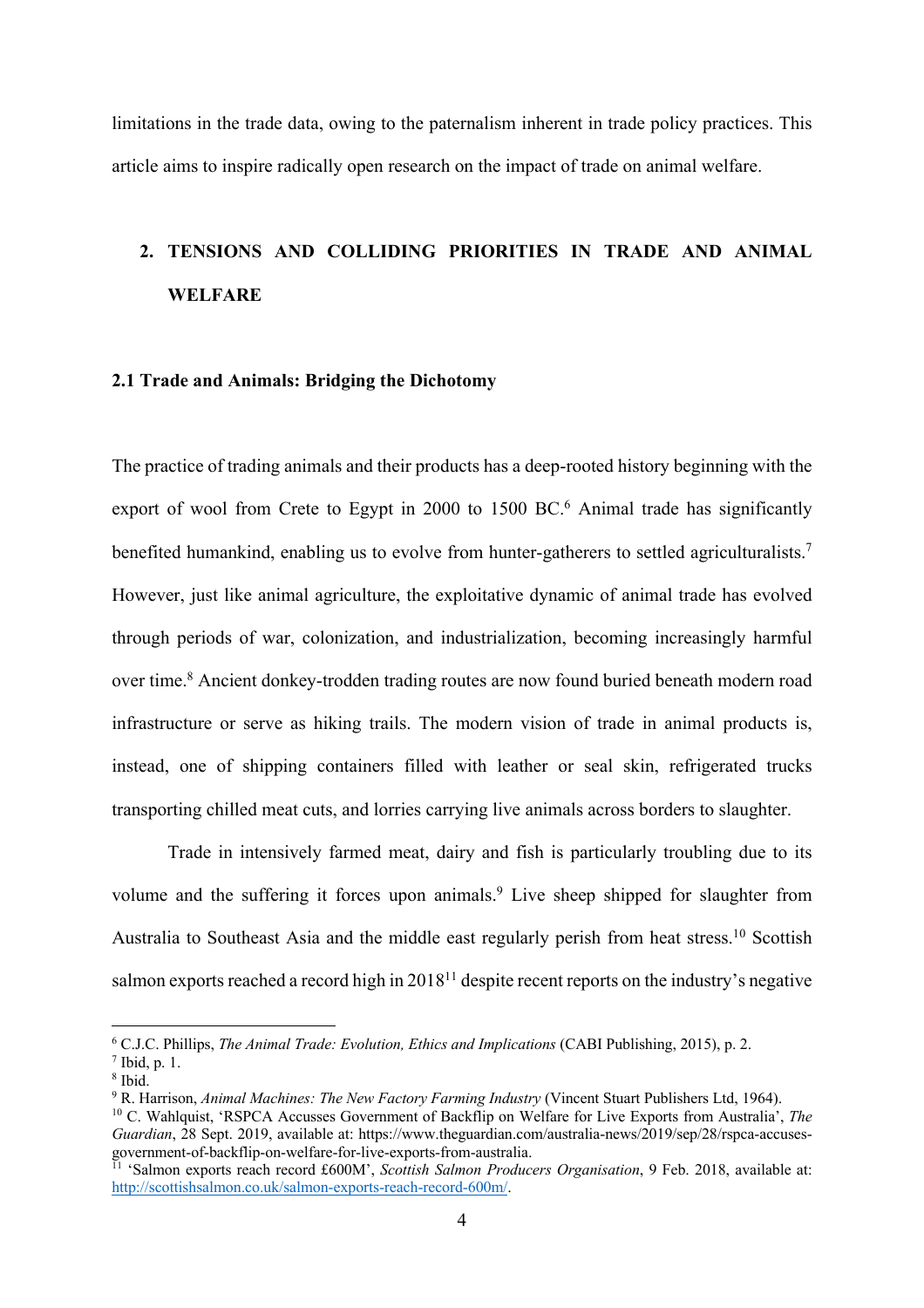limitations in the trade data, owing to the paternalism inherent in trade policy practices. This article aims to inspire radically open research on the impact of trade on animal welfare.

## 2. TENSIONS AND COLLIDING PRIORITIES IN TRADE AND ANIMAL WELFARE

### 2.1 Trade and Animals: Bridging the Dichotomy

The practice of trading animals and their products has a deep-rooted history beginning with the export of wool from Crete to Egypt in 2000 to 1500 BC.[6] Animal trade has significantly benefited humankind, enabling us to evolve from hunter-gatherers to settled agriculturalists.[7] However, just like animal agriculture, the exploitative dynamic of animal trade has evolved through periods of war, colonization, and industrialization, becoming increasingly harmful over time.[8] Ancient donkey-trodden trading routes are now found buried beneath modern road infrastructure or serve as hiking trails. The modern vision of trade in animal products is, instead, one of shipping containers filled with leather or seal skin, refrigerated trucks transporting chilled meat cuts, and lorries carrying live animals across borders to slaughter.

Trade in intensively farmed meat, dairy and fish is particularly troubling due to its volume and the suffering it forces upon animals.[9] Live sheep shipped for slaughter from Australia to Southeast Asia and the middle east regularly perish from heat stress.[10] Scottish salmon exports reached a record high in 2018[11] despite recent reports on the industry's negative

---

[6] C.J.C. Phillips, *The Animal Trade: Evolution, Ethics and Implications* (CABI Publishing, 2015), p. 2.

[7] Ibid, p. 1.

[8] Ibid.

[9] R. Harrison, *Animal Machines: The New Factory Farming Industry* (Vincent Stuart Publishers Ltd, 1964).

[10] C. Wahlquist, 'RSPCA Accusses Government of Backflip on Welfare for Live Exports from Australia', *The Guardian*, 28 Sept. 2019, available at: https://www.theguardian.com/australia-news/2019/sep/28/rspca-accuses-government-of-backflip-on-welfare-for-live-exports-from-australia.

[11] 'Salmon exports reach record £600M', *Scottish Salmon Producers Organisation*, 9 Feb. 2018, available at: http://scottishsalmon.co.uk/salmon-exports-reach-record-600m/.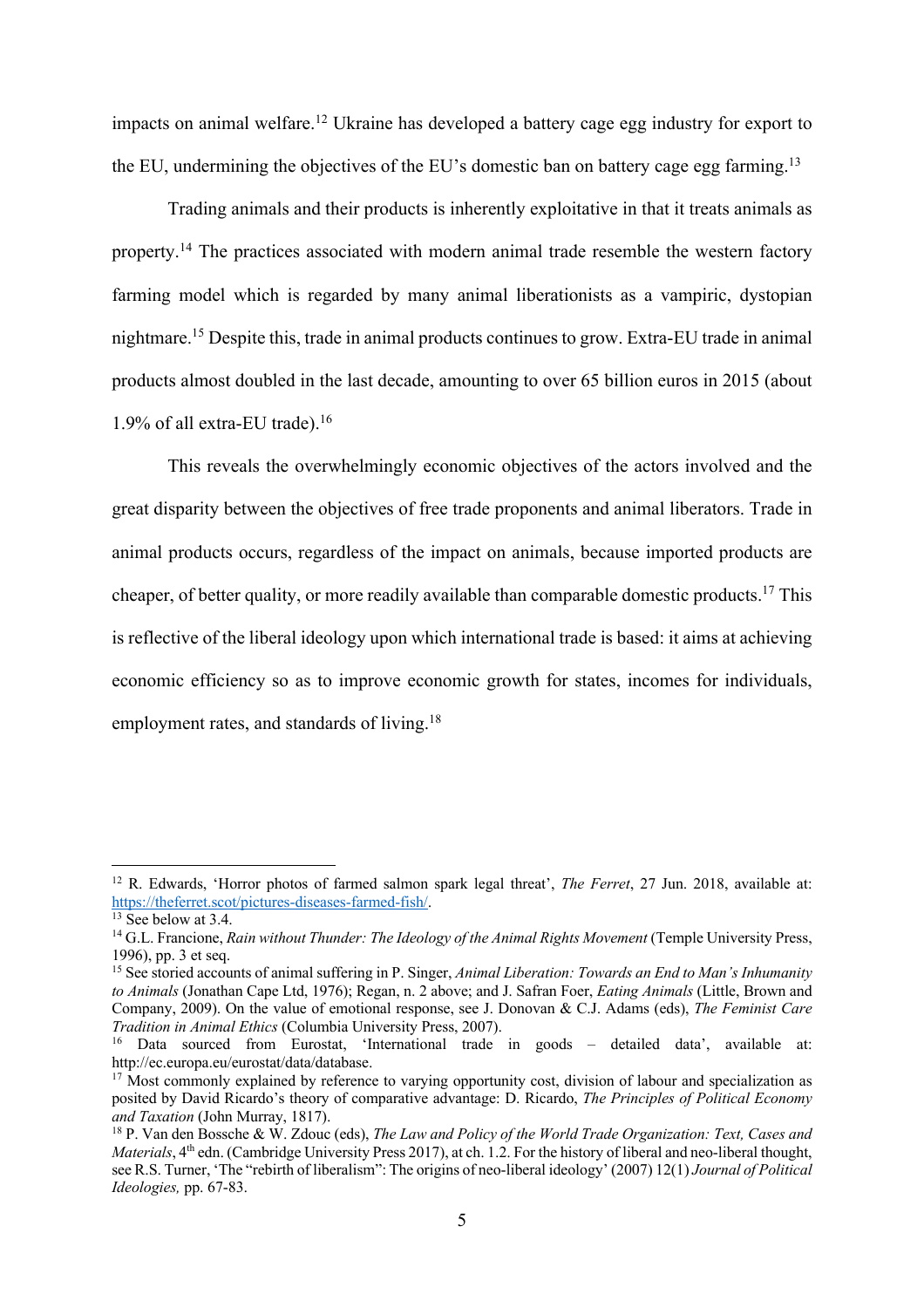impacts on animal welfare.[12] Ukraine has developed a battery cage egg industry for export to the EU, undermining the objectives of the EU's domestic ban on battery cage egg farming.[13]

Trading animals and their products is inherently exploitative in that it treats animals as property.[14] The practices associated with modern animal trade resemble the western factory farming model which is regarded by many animal liberationists as a vampiric, dystopian nightmare.[15] Despite this, trade in animal products continues to grow. Extra-EU trade in animal products almost doubled in the last decade, amounting to over 65 billion euros in 2015 (about 1.9% of all extra-EU trade).[16]

This reveals the overwhelmingly economic objectives of the actors involved and the great disparity between the objectives of free trade proponents and animal liberators. Trade in animal products occurs, regardless of the impact on animals, because imported products are cheaper, of better quality, or more readily available than comparable domestic products.[17] This is reflective of the liberal ideology upon which international trade is based: it aims at achieving economic efficiency so as to improve economic growth for states, incomes for individuals, employment rates, and standards of living.[18]

---

[12] R. Edwards, 'Horror photos of farmed salmon spark legal threat', *The Ferret*, 27 Jun. 2018, available at: https://theferret.scot/pictures-diseases-farmed-fish/.

[13] See below at 3.4.

[14] G.L. Francione, *Rain without Thunder: The Ideology of the Animal Rights Movement* (Temple University Press, 1996), pp. 3 et seq.

[15] See storied accounts of animal suffering in P. Singer, *Animal Liberation: Towards an End to Man's Inhumanity to Animals* (Jonathan Cape Ltd, 1976); Regan, n. 2 above; and J. Safran Foer, *Eating Animals* (Little, Brown and Company, 2009). On the value of emotional response, see J. Donovan & C.J. Adams (eds), *The Feminist Care Tradition in Animal Ethics* (Columbia University Press, 2007).

[16] Data sourced from Eurostat, 'International trade in goods – detailed data', available at: http://ec.europa.eu/eurostat/data/database.

[17] Most commonly explained by reference to varying opportunity cost, division of labour and specialization as posited by David Ricardo's theory of comparative advantage: D. Ricardo, *The Principles of Political Economy and Taxation* (John Murray, 1817).

[18] P. Van den Bossche & W. Zdouc (eds), *The Law and Policy of the World Trade Organization: Text, Cases and Materials*, 4th edn. (Cambridge University Press 2017), at ch. 1.2. For the history of liberal and neo-liberal thought, see R.S. Turner, 'The "rebirth of liberalism": The origins of neo-liberal ideology' (2007) 12(1) *Journal of Political Ideologies,* pp. 67-83.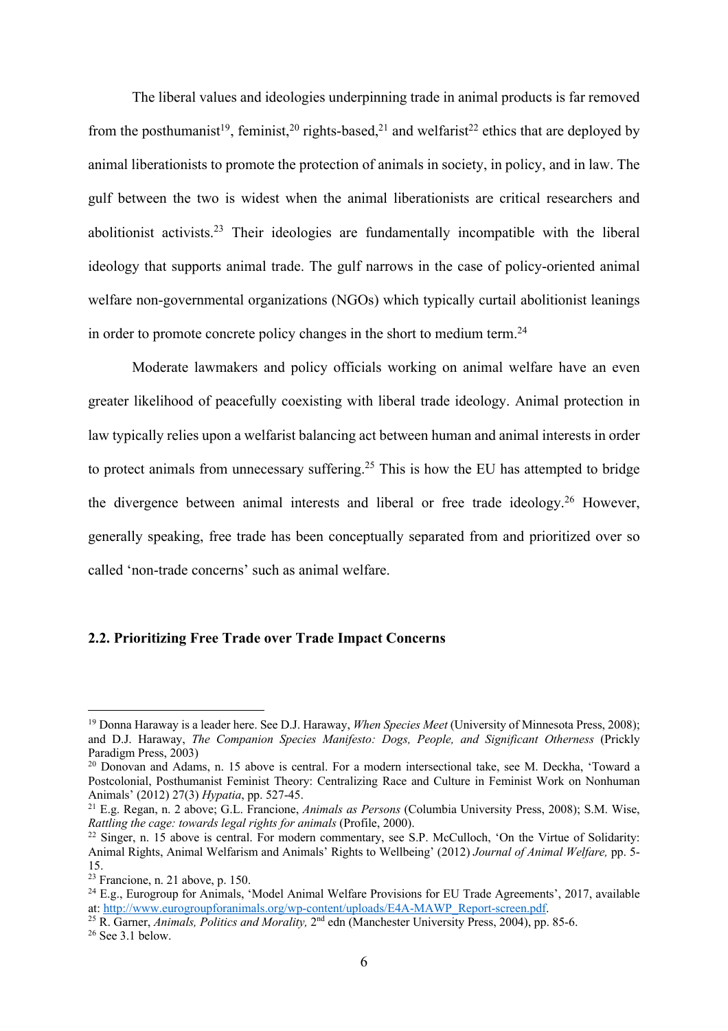The liberal values and ideologies underpinning trade in animal products is far removed from the posthumanist[19], feminist,[20] rights-based,[21] and welfarist[22] ethics that are deployed by animal liberationists to promote the protection of animals in society, in policy, and in law. The gulf between the two is widest when the animal liberationists are critical researchers and abolitionist activists.[23] Their ideologies are fundamentally incompatible with the liberal ideology that supports animal trade. The gulf narrows in the case of policy-oriented animal welfare non-governmental organizations (NGOs) which typically curtail abolitionist leanings in order to promote concrete policy changes in the short to medium term.[24]

Moderate lawmakers and policy officials working on animal welfare have an even greater likelihood of peacefully coexisting with liberal trade ideology. Animal protection in law typically relies upon a welfarist balancing act between human and animal interests in order to protect animals from unnecessary suffering.[25] This is how the EU has attempted to bridge the divergence between animal interests and liberal or free trade ideology.[26] However, generally speaking, free trade has been conceptually separated from and prioritized over so called 'non-trade concerns' such as animal welfare.

### 2.2. Prioritizing Free Trade over Trade Impact Concerns

---

[19] Donna Haraway is a leader here. See D.J. Haraway, *When Species Meet* (University of Minnesota Press, 2008); and D.J. Haraway, *The Companion Species Manifesto: Dogs, People, and Significant Otherness* (Prickly Paradigm Press, 2003)

[20] Donovan and Adams, n. 15 above is central. For a modern intersectional take, see M. Deckha, 'Toward a Postcolonial, Posthumanist Feminist Theory: Centralizing Race and Culture in Feminist Work on Nonhuman Animals' (2012) 27(3) *Hypatia*, pp. 527-45.

[21] E.g. Regan, n. 2 above; G.L. Francione, *Animals as Persons* (Columbia University Press, 2008); S.M. Wise, *Rattling the cage: towards legal rights for animals* (Profile, 2000).

[22] Singer, n. 15 above is central. For modern commentary, see S.P. McCulloch, 'On the Virtue of Solidarity: Animal Rights, Animal Welfarism and Animals' Rights to Wellbeing' (2012) *Journal of Animal Welfare,* pp. 5-15.

[23] Francione, n. 21 above, p. 150.

[24] E.g., Eurogroup for Animals, 'Model Animal Welfare Provisions for EU Trade Agreements', 2017, available at: http://www.eurogroupforanimals.org/wp-content/uploads/E4A-MAWP_Report-screen.pdf.

[25] R. Garner, *Animals, Politics and Morality,* 2nd edn (Manchester University Press, 2004), pp. 85-6.

[26] See 3.1 below.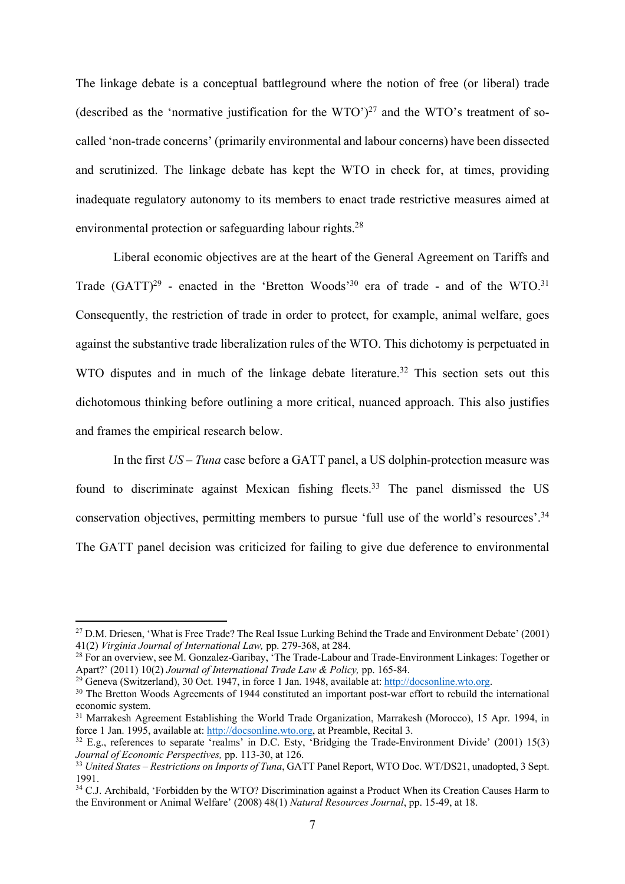The linkage debate is a conceptual battleground where the notion of free (or liberal) trade (described as the 'normative justification for the WTO')[27] and the WTO's treatment of so-called 'non-trade concerns' (primarily environmental and labour concerns) have been dissected and scrutinized. The linkage debate has kept the WTO in check for, at times, providing inadequate regulatory autonomy to its members to enact trade restrictive measures aimed at environmental protection or safeguarding labour rights.[28]

Liberal economic objectives are at the heart of the General Agreement on Tariffs and Trade (GATT)[29] - enacted in the 'Bretton Woods'[30] era of trade - and of the WTO.[31] Consequently, the restriction of trade in order to protect, for example, animal welfare, goes against the substantive trade liberalization rules of the WTO. This dichotomy is perpetuated in WTO disputes and in much of the linkage debate literature.[32] This section sets out this dichotomous thinking before outlining a more critical, nuanced approach. This also justifies and frames the empirical research below.

In the first *US – Tuna* case before a GATT panel, a US dolphin-protection measure was found to discriminate against Mexican fishing fleets.[33] The panel dismissed the US conservation objectives, permitting members to pursue 'full use of the world's resources'.[34] The GATT panel decision was criticized for failing to give due deference to environmental

---

[27] D.M. Driesen, 'What is Free Trade? The Real Issue Lurking Behind the Trade and Environment Debate' (2001) 41(2) *Virginia Journal of International Law,* pp. 279-368, at 284.

[28] For an overview, see M. Gonzalez-Garibay, 'The Trade-Labour and Trade-Environment Linkages: Together or Apart?' (2011) 10(2) *Journal of International Trade Law & Policy,* pp. 165-84.

[29] Geneva (Switzerland), 30 Oct. 1947, in force 1 Jan. 1948, available at: http://docsonline.wto.org.

[30] The Bretton Woods Agreements of 1944 constituted an important post-war effort to rebuild the international economic system.

[31] Marrakesh Agreement Establishing the World Trade Organization, Marrakesh (Morocco), 15 Apr. 1994, in force 1 Jan. 1995, available at: http://docsonline.wto.org, at Preamble, Recital 3.

[32] E.g., references to separate 'realms' in D.C. Esty, 'Bridging the Trade-Environment Divide' (2001) 15(3) *Journal of Economic Perspectives,* pp. 113-30, at 126.

[33] *United States – Restrictions on Imports of Tuna*, GATT Panel Report, WTO Doc. WT/DS21, unadopted, 3 Sept. 1991.

[34] C.J. Archibald, 'Forbidden by the WTO? Discrimination against a Product When its Creation Causes Harm to the Environment or Animal Welfare' (2008) 48(1) *Natural Resources Journal*, pp. 15-49, at 18.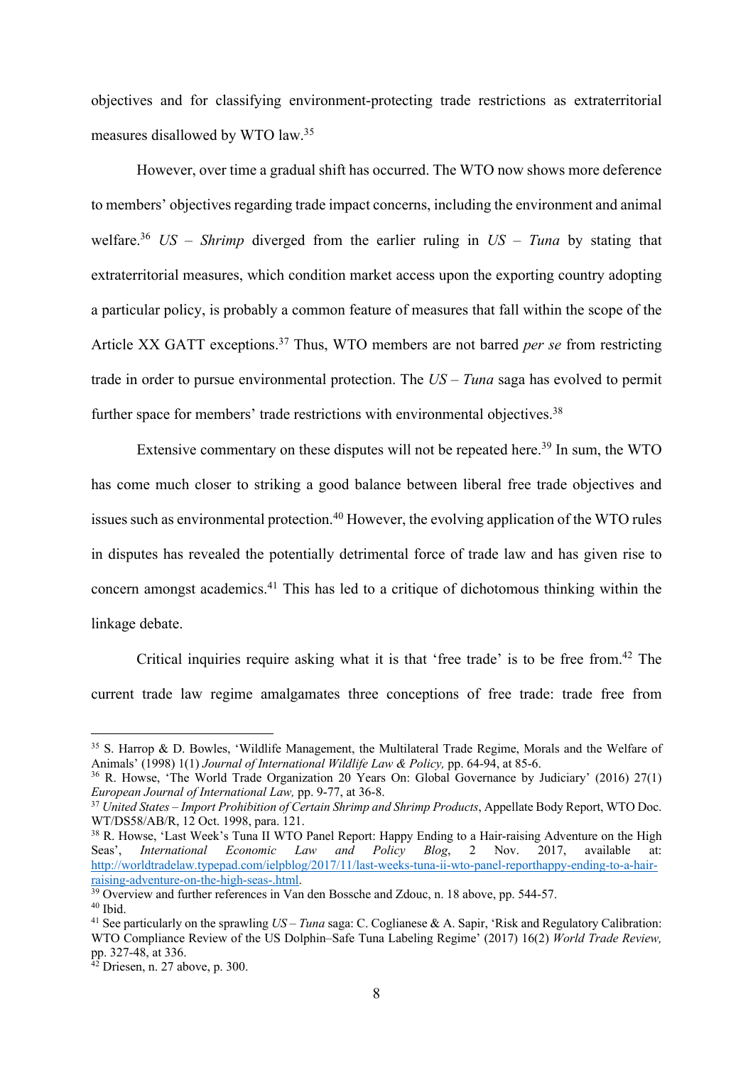objectives and for classifying environment-protecting trade restrictions as extraterritorial measures disallowed by WTO law.[35]

However, over time a gradual shift has occurred. The WTO now shows more deference to members' objectives regarding trade impact concerns, including the environment and animal welfare.[36] *US – Shrimp* diverged from the earlier ruling in *US – Tuna* by stating that extraterritorial measures, which condition market access upon the exporting country adopting a particular policy, is probably a common feature of measures that fall within the scope of the Article XX GATT exceptions.[37] Thus, WTO members are not barred *per se* from restricting trade in order to pursue environmental protection. The *US – Tuna* saga has evolved to permit further space for members' trade restrictions with environmental objectives.[38]

Extensive commentary on these disputes will not be repeated here.[39] In sum, the WTO has come much closer to striking a good balance between liberal free trade objectives and issues such as environmental protection.[40] However, the evolving application of the WTO rules in disputes has revealed the potentially detrimental force of trade law and has given rise to concern amongst academics.[41] This has led to a critique of dichotomous thinking within the linkage debate.

Critical inquiries require asking what it is that 'free trade' is to be free from.[42] The current trade law regime amalgamates three conceptions of free trade: trade free from

---

[35] S. Harrop & D. Bowles, 'Wildlife Management, the Multilateral Trade Regime, Morals and the Welfare of Animals' (1998) 1(1) *Journal of International Wildlife Law & Policy,* pp. 64-94, at 85-6.

[36] R. Howse, 'The World Trade Organization 20 Years On: Global Governance by Judiciary' (2016) 27(1) *European Journal of International Law,* pp. 9-77, at 36-8.

[37] *United States – Import Prohibition of Certain Shrimp and Shrimp Products*, Appellate Body Report, WTO Doc. WT/DS58/AB/R, 12 Oct. 1998, para. 121.

[38] R. Howse, 'Last Week's Tuna II WTO Panel Report: Happy Ending to a Hair-raising Adventure on the High Seas', *International Economic Law and Policy Blog*, 2 Nov. 2017, available at: http://worldtradelaw.typepad.com/ielpblog/2017/11/last-weeks-tuna-ii-wto-panel-reporthappy-ending-to-a-hair-raising-adventure-on-the-high-seas-.html.

[39] Overview and further references in Van den Bossche and Zdouc, n. 18 above, pp. 544-57.

[40] Ibid.

[41] See particularly on the sprawling *US – Tuna* saga: C. Coglianese & A. Sapir, 'Risk and Regulatory Calibration: WTO Compliance Review of the US Dolphin–Safe Tuna Labeling Regime' (2017) 16(2) *World Trade Review,* pp. 327-48, at 336.

[42] Driesen, n. 27 above, p. 300.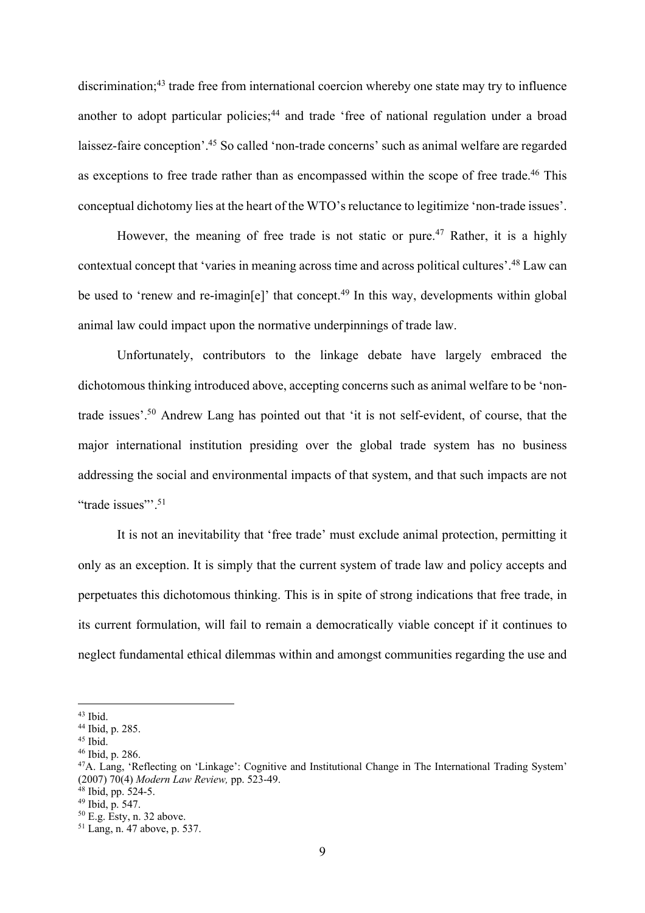discrimination;[43] trade free from international coercion whereby one state may try to influence another to adopt particular policies;[44] and trade 'free of national regulation under a broad laissez-faire conception'.[45] So called 'non-trade concerns' such as animal welfare are regarded as exceptions to free trade rather than as encompassed within the scope of free trade.[46] This conceptual dichotomy lies at the heart of the WTO's reluctance to legitimize 'non-trade issues'.

However, the meaning of free trade is not static or pure.[47] Rather, it is a highly contextual concept that 'varies in meaning across time and across political cultures'.[48] Law can be used to 'renew and re-imagin[e]' that concept.[49] In this way, developments within global animal law could impact upon the normative underpinnings of trade law.

Unfortunately, contributors to the linkage debate have largely embraced the dichotomous thinking introduced above, accepting concerns such as animal welfare to be 'non-trade issues'.[50] Andrew Lang has pointed out that 'it is not self-evident, of course, that the major international institution presiding over the global trade system has no business addressing the social and environmental impacts of that system, and that such impacts are not "trade issues"'.[51]

It is not an inevitability that 'free trade' must exclude animal protection, permitting it only as an exception. It is simply that the current system of trade law and policy accepts and perpetuates this dichotomous thinking. This is in spite of strong indications that free trade, in its current formulation, will fail to remain a democratically viable concept if it continues to neglect fundamental ethical dilemmas within and amongst communities regarding the use and

---

[43] Ibid.

[44] Ibid, p. 285.

[45] Ibid.

[46] Ibid, p. 286.

[47] A. Lang, 'Reflecting on 'Linkage': Cognitive and Institutional Change in The International Trading System' (2007) 70(4) *Modern Law Review,* pp. 523-49.

[48] Ibid, pp. 524-5.

[49] Ibid, p. 547.

[50] E.g. Esty, n. 32 above.

[51] Lang, n. 47 above, p. 537.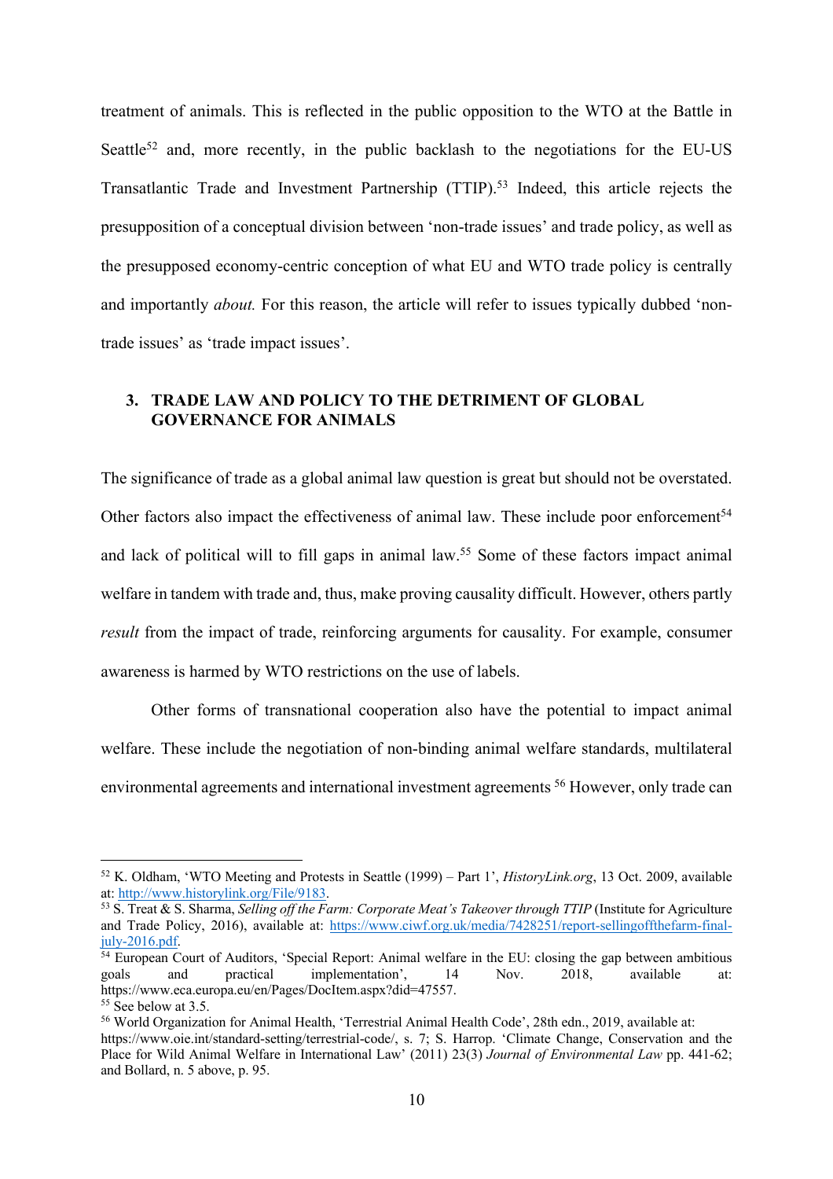treatment of animals. This is reflected in the public opposition to the WTO at the Battle in Seattle[52] and, more recently, in the public backlash to the negotiations for the EU-US Transatlantic Trade and Investment Partnership (TTIP).[53] Indeed, this article rejects the presupposition of a conceptual division between 'non-trade issues' and trade policy, as well as the presupposed economy-centric conception of what EU and WTO trade policy is centrally and importantly *about.* For this reason, the article will refer to issues typically dubbed 'non-trade issues' as 'trade impact issues'.

## 3. TRADE LAW AND POLICY TO THE DETRIMENT OF GLOBAL GOVERNANCE FOR ANIMALS

The significance of trade as a global animal law question is great but should not be overstated. Other factors also impact the effectiveness of animal law. These include poor enforcement[54] and lack of political will to fill gaps in animal law.[55] Some of these factors impact animal welfare in tandem with trade and, thus, make proving causality difficult. However, others partly *result* from the impact of trade, reinforcing arguments for causality. For example, consumer awareness is harmed by WTO restrictions on the use of labels.

Other forms of transnational cooperation also have the potential to impact animal welfare. These include the negotiation of non-binding animal welfare standards, multilateral environmental agreements and international investment agreements [56] However, only trade can

---

[52] K. Oldham, 'WTO Meeting and Protests in Seattle (1999) – Part 1', *HistoryLink.org*, 13 Oct. 2009, available at: http://www.historylink.org/File/9183.

[53] S. Treat & S. Sharma, *Selling off the Farm: Corporate Meat's Takeover through TTIP* (Institute for Agriculture and Trade Policy, 2016), available at: https://www.ciwf.org.uk/media/7428251/report-sellingoffthefarm-final-july-2016.pdf.

[54] European Court of Auditors, 'Special Report: Animal welfare in the EU: closing the gap between ambitious goals and practical implementation', 14 Nov. 2018, available at: https://www.eca.europa.eu/en/Pages/DocItem.aspx?did=47557.

[55] See below at 3.5.

[56] World Organization for Animal Health, 'Terrestrial Animal Health Code', 28th edn., 2019, available at: https://www.oie.int/standard-setting/terrestrial-code/, s. 7; S. Harrop. 'Climate Change, Conservation and the Place for Wild Animal Welfare in International Law' (2011) 23(3) *Journal of Environmental Law* pp. 441-62; and Bollard, n. 5 above, p. 95.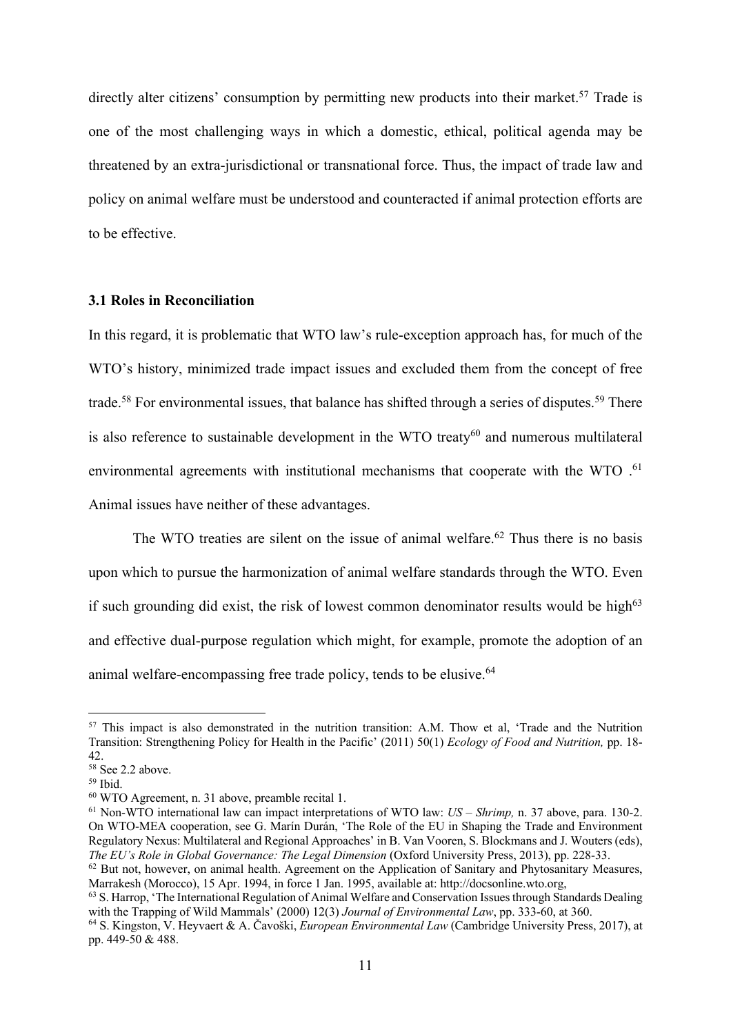directly alter citizens' consumption by permitting new products into their market.[57] Trade is one of the most challenging ways in which a domestic, ethical, political agenda may be threatened by an extra-jurisdictional or transnational force. Thus, the impact of trade law and policy on animal welfare must be understood and counteracted if animal protection efforts are to be effective.

### 3.1 Roles in Reconciliation

In this regard, it is problematic that WTO law's rule-exception approach has, for much of the WTO's history, minimized trade impact issues and excluded them from the concept of free trade.[58] For environmental issues, that balance has shifted through a series of disputes.[59] There is also reference to sustainable development in the WTO treaty[60] and numerous multilateral environmental agreements with institutional mechanisms that cooperate with the WTO .[61] Animal issues have neither of these advantages.

The WTO treaties are silent on the issue of animal welfare.[62] Thus there is no basis upon which to pursue the harmonization of animal welfare standards through the WTO. Even if such grounding did exist, the risk of lowest common denominator results would be high[63] and effective dual-purpose regulation which might, for example, promote the adoption of an animal welfare-encompassing free trade policy, tends to be elusive.[64]

---

[57] This impact is also demonstrated in the nutrition transition: A.M. Thow et al, 'Trade and the Nutrition Transition: Strengthening Policy for Health in the Pacific' (2011) 50(1) *Ecology of Food and Nutrition,* pp. 18-42.

[58] See 2.2 above.

[59] Ibid.

[60] WTO Agreement, n. 31 above, preamble recital 1.

[61] Non-WTO international law can impact interpretations of WTO law: *US – Shrimp,* n. 37 above, para. 130-2. On WTO-MEA cooperation, see G. Marín Durán, 'The Role of the EU in Shaping the Trade and Environment Regulatory Nexus: Multilateral and Regional Approaches' in B. Van Vooren, S. Blockmans and J. Wouters (eds), *The EU's Role in Global Governance: The Legal Dimension* (Oxford University Press, 2013), pp. 228-33.

[62] But not, however, on animal health. Agreement on the Application of Sanitary and Phytosanitary Measures, Marrakesh (Morocco), 15 Apr. 1994, in force 1 Jan. 1995, available at: http://docsonline.wto.org,

[63] S. Harrop, 'The International Regulation of Animal Welfare and Conservation Issues through Standards Dealing with the Trapping of Wild Mammals' (2000) 12(3) *Journal of Environmental Law*, pp. 333-60, at 360.

[64] S. Kingston, V. Heyvaert & A. Čavoški, *European Environmental Law* (Cambridge University Press, 2017), at pp. 449-50 & 488.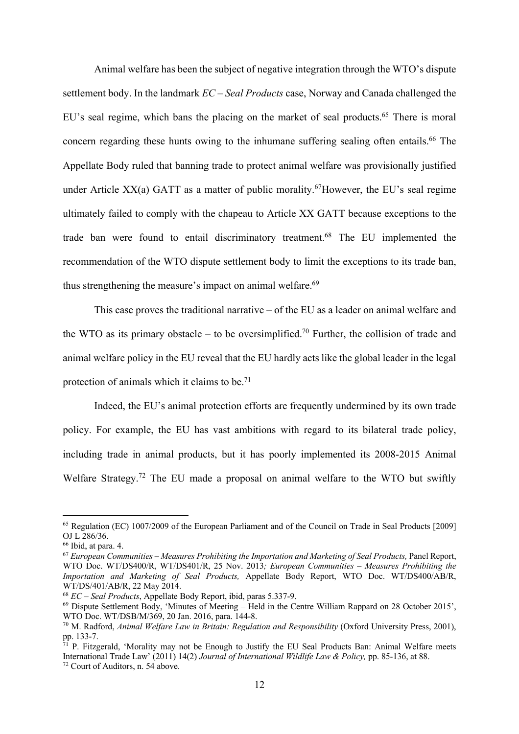Animal welfare has been the subject of negative integration through the WTO's dispute settlement body. In the landmark *EC – Seal Products* case, Norway and Canada challenged the EU's seal regime, which bans the placing on the market of seal products.[65] There is moral concern regarding these hunts owing to the inhumane suffering sealing often entails.[66] The Appellate Body ruled that banning trade to protect animal welfare was provisionally justified under Article XX(a) GATT as a matter of public morality.[67]However, the EU's seal regime ultimately failed to comply with the chapeau to Article XX GATT because exceptions to the trade ban were found to entail discriminatory treatment.[68] The EU implemented the recommendation of the WTO dispute settlement body to limit the exceptions to its trade ban, thus strengthening the measure's impact on animal welfare.[69]

This case proves the traditional narrative – of the EU as a leader on animal welfare and the WTO as its primary obstacle – to be oversimplified.[70] Further, the collision of trade and animal welfare policy in the EU reveal that the EU hardly acts like the global leader in the legal protection of animals which it claims to be.[71]

Indeed, the EU's animal protection efforts are frequently undermined by its own trade policy. For example, the EU has vast ambitions with regard to its bilateral trade policy, including trade in animal products, but it has poorly implemented its 2008-2015 Animal Welfare Strategy.[72] The EU made a proposal on animal welfare to the WTO but swiftly

---

[65] Regulation (EC) 1007/2009 of the European Parliament and of the Council on Trade in Seal Products [2009] OJ L 286/36.

[66] Ibid, at para. 4.

[67] *European Communities – Measures Prohibiting the Importation and Marketing of Seal Products,* Panel Report, WTO Doc. WT/DS400/R, WT/DS401/R, 25 Nov. 2013*; European Communities – Measures Prohibiting the Importation and Marketing of Seal Products,* Appellate Body Report, WTO Doc. WT/DS400/AB/R, WT/DS/401/AB/R, 22 May 2014.

[68] *EC – Seal Products*, Appellate Body Report, ibid, paras 5.337-9.

[69] Dispute Settlement Body, 'Minutes of Meeting – Held in the Centre William Rappard on 28 October 2015', WTO Doc. WT/DSB/M/369, 20 Jan. 2016, para. 144-8.

[70] M. Radford, *Animal Welfare Law in Britain: Regulation and Responsibility* (Oxford University Press, 2001), pp. 133-7.

[71] P. Fitzgerald, 'Morality may not be Enough to Justify the EU Seal Products Ban: Animal Welfare meets International Trade Law' (2011) 14(2) *Journal of International Wildlife Law & Policy,* pp. 85-136, at 88.

[72] Court of Auditors, n. 54 above.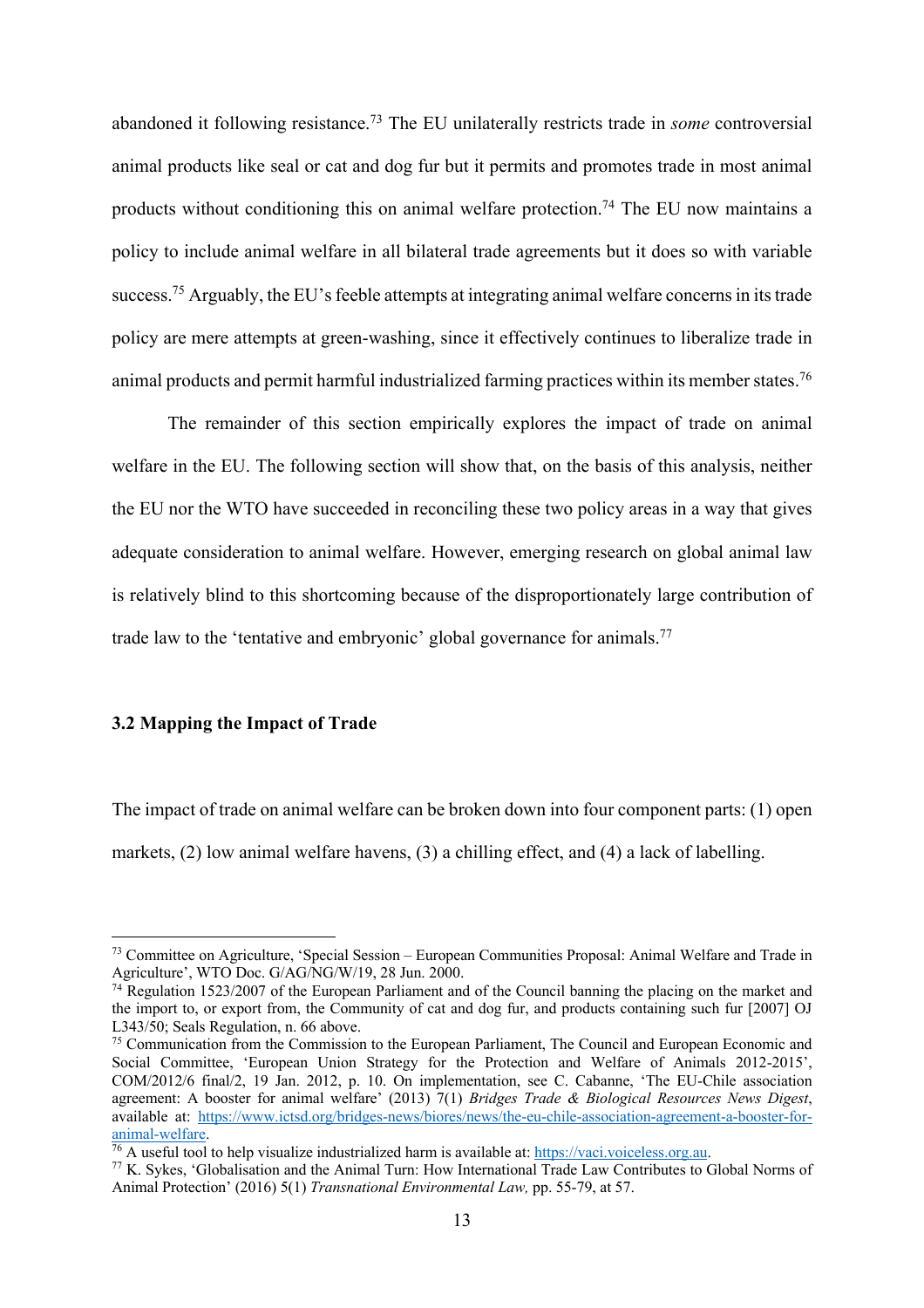abandoned it following resistance.[73] The EU unilaterally restricts trade in *some* controversial animal products like seal or cat and dog fur but it permits and promotes trade in most animal products without conditioning this on animal welfare protection.[74] The EU now maintains a policy to include animal welfare in all bilateral trade agreements but it does so with variable success.[75] Arguably, the EU's feeble attempts at integrating animal welfare concerns in its trade policy are mere attempts at green-washing, since it effectively continues to liberalize trade in animal products and permit harmful industrialized farming practices within its member states.[76]

The remainder of this section empirically explores the impact of trade on animal welfare in the EU. The following section will show that, on the basis of this analysis, neither the EU nor the WTO have succeeded in reconciling these two policy areas in a way that gives adequate consideration to animal welfare. However, emerging research on global animal law is relatively blind to this shortcoming because of the disproportionately large contribution of trade law to the 'tentative and embryonic' global governance for animals.[77]

### 3.2 Mapping the Impact of Trade

The impact of trade on animal welfare can be broken down into four component parts: (1) open markets, (2) low animal welfare havens, (3) a chilling effect, and (4) a lack of labelling.

---

[73] Committee on Agriculture, 'Special Session – European Communities Proposal: Animal Welfare and Trade in Agriculture', WTO Doc. G/AG/NG/W/19, 28 Jun. 2000.

[74] Regulation 1523/2007 of the European Parliament and of the Council banning the placing on the market and the import to, or export from, the Community of cat and dog fur, and products containing such fur [2007] OJ L343/50; Seals Regulation, n. 66 above.

[75] Communication from the Commission to the European Parliament, The Council and European Economic and Social Committee, 'European Union Strategy for the Protection and Welfare of Animals 2012-2015', COM/2012/6 final/2, 19 Jan. 2012, p. 10. On implementation, see C. Cabanne, 'The EU-Chile association agreement: A booster for animal welfare' (2013) 7(1) *Bridges Trade & Biological Resources News Digest*, available at: https://www.ictsd.org/bridges-news/biores/news/the-eu-chile-association-agreement-a-booster-for-animal-welfare.

[76] A useful tool to help visualize industrialized harm is available at: https://vaci.voiceless.org.au.

[77] K. Sykes, 'Globalisation and the Animal Turn: How International Trade Law Contributes to Global Norms of Animal Protection' (2016) 5(1) *Transnational Environmental Law,* pp. 55-79, at 57.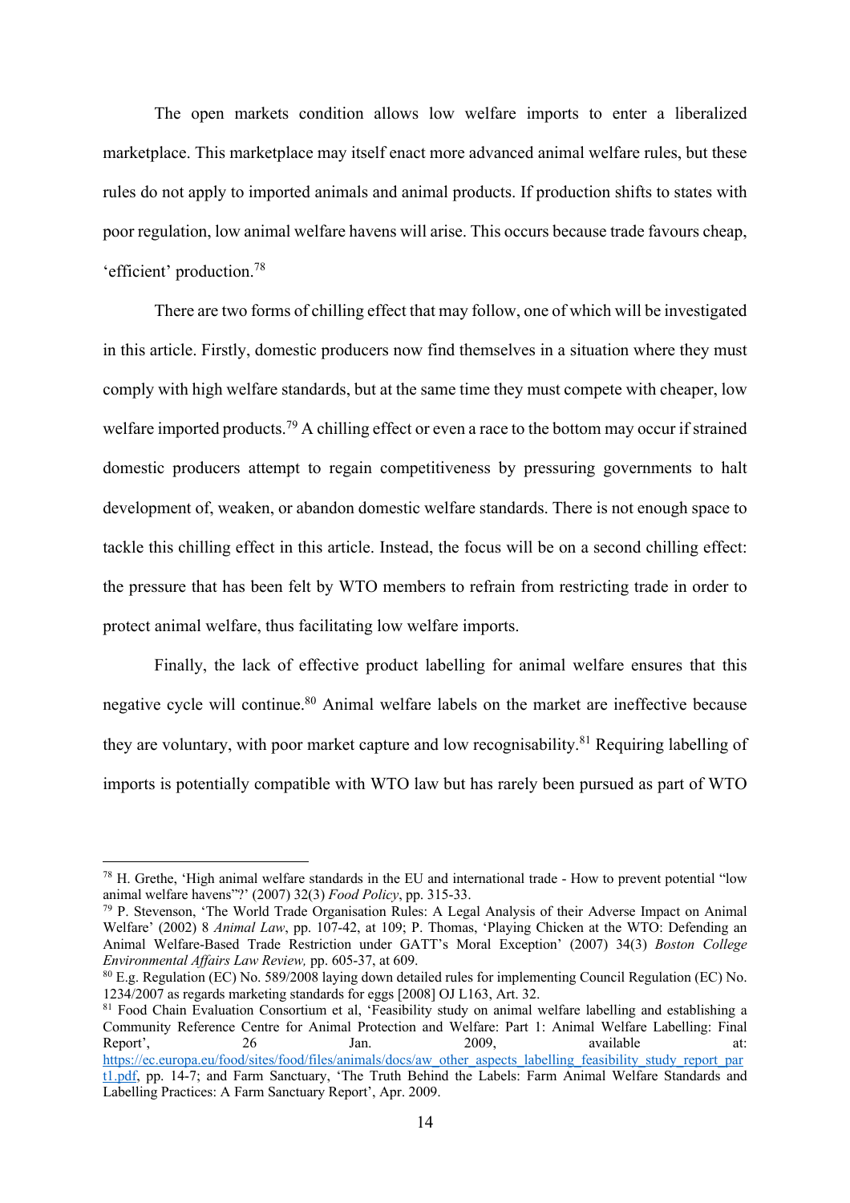The open markets condition allows low welfare imports to enter a liberalized marketplace. This marketplace may itself enact more advanced animal welfare rules, but these rules do not apply to imported animals and animal products. If production shifts to states with poor regulation, low animal welfare havens will arise. This occurs because trade favours cheap, 'efficient' production.[78]

There are two forms of chilling effect that may follow, one of which will be investigated in this article. Firstly, domestic producers now find themselves in a situation where they must comply with high welfare standards, but at the same time they must compete with cheaper, low welfare imported products.[79] A chilling effect or even a race to the bottom may occur if strained domestic producers attempt to regain competitiveness by pressuring governments to halt development of, weaken, or abandon domestic welfare standards. There is not enough space to tackle this chilling effect in this article. Instead, the focus will be on a second chilling effect: the pressure that has been felt by WTO members to refrain from restricting trade in order to protect animal welfare, thus facilitating low welfare imports.

Finally, the lack of effective product labelling for animal welfare ensures that this negative cycle will continue.[80] Animal welfare labels on the market are ineffective because they are voluntary, with poor market capture and low recognisability.[81] Requiring labelling of imports is potentially compatible with WTO law but has rarely been pursued as part of WTO

---

[78] H. Grethe, 'High animal welfare standards in the EU and international trade - How to prevent potential "low animal welfare havens"?' (2007) 32(3) *Food Policy*, pp. 315-33.

[79] P. Stevenson, 'The World Trade Organisation Rules: A Legal Analysis of their Adverse Impact on Animal Welfare' (2002) 8 *Animal Law*, pp. 107-42, at 109; P. Thomas, 'Playing Chicken at the WTO: Defending an Animal Welfare-Based Trade Restriction under GATT's Moral Exception' (2007) 34(3) *Boston College Environmental Affairs Law Review,* pp. 605-37, at 609.

[80] E.g. Regulation (EC) No. 589/2008 laying down detailed rules for implementing Council Regulation (EC) No. 1234/2007 as regards marketing standards for eggs [2008] OJ L163, Art. 32.

[81] Food Chain Evaluation Consortium et al, 'Feasibility study on animal welfare labelling and establishing a Community Reference Centre for Animal Protection and Welfare: Part 1: Animal Welfare Labelling: Final Report', 26 Jan. 2009, available at: https://ec.europa.eu/food/sites/food/files/animals/docs/aw_other_aspects_labelling_feasibility_study_report_part1.pdf, pp. 14-7; and Farm Sanctuary, 'The Truth Behind the Labels: Farm Animal Welfare Standards and Labelling Practices: A Farm Sanctuary Report', Apr. 2009.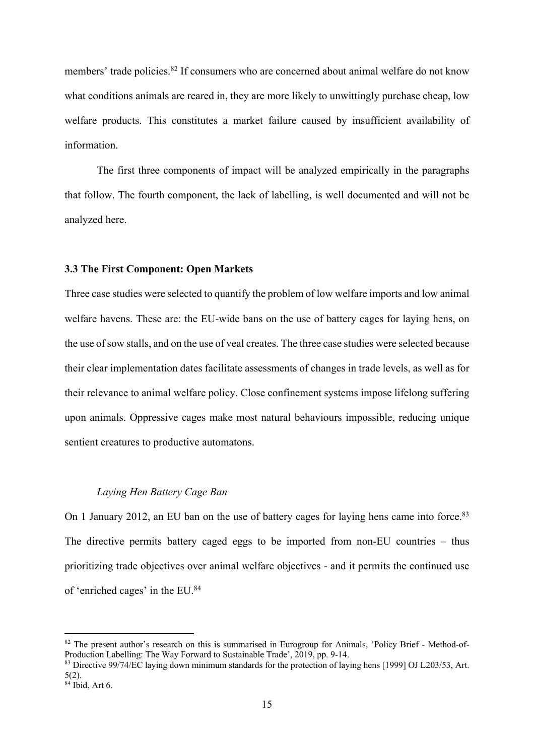members' trade policies.[82] If consumers who are concerned about animal welfare do not know what conditions animals are reared in, they are more likely to unwittingly purchase cheap, low welfare products. This constitutes a market failure caused by insufficient availability of information.

The first three components of impact will be analyzed empirically in the paragraphs that follow. The fourth component, the lack of labelling, is well documented and will not be analyzed here.

### 3.3 The First Component: Open Markets

Three case studies were selected to quantify the problem of low welfare imports and low animal welfare havens. These are: the EU-wide bans on the use of battery cages for laying hens, on the use of sow stalls, and on the use of veal creates. The three case studies were selected because their clear implementation dates facilitate assessments of changes in trade levels, as well as for their relevance to animal welfare policy. Close confinement systems impose lifelong suffering upon animals. Oppressive cages make most natural behaviours impossible, reducing unique sentient creatures to productive automatons.

#### *Laying Hen Battery Cage Ban*

On 1 January 2012, an EU ban on the use of battery cages for laying hens came into force.[83] The directive permits battery caged eggs to be imported from non-EU countries – thus prioritizing trade objectives over animal welfare objectives - and it permits the continued use of 'enriched cages' in the EU.[84]

---

[82] The present author's research on this is summarised in Eurogroup for Animals, 'Policy Brief - Method-of-Production Labelling: The Way Forward to Sustainable Trade', 2019, pp. 9-14.

[83] Directive 99/74/EC laying down minimum standards for the protection of laying hens [1999] OJ L203/53, Art. 5(2).

[84] Ibid, Art 6.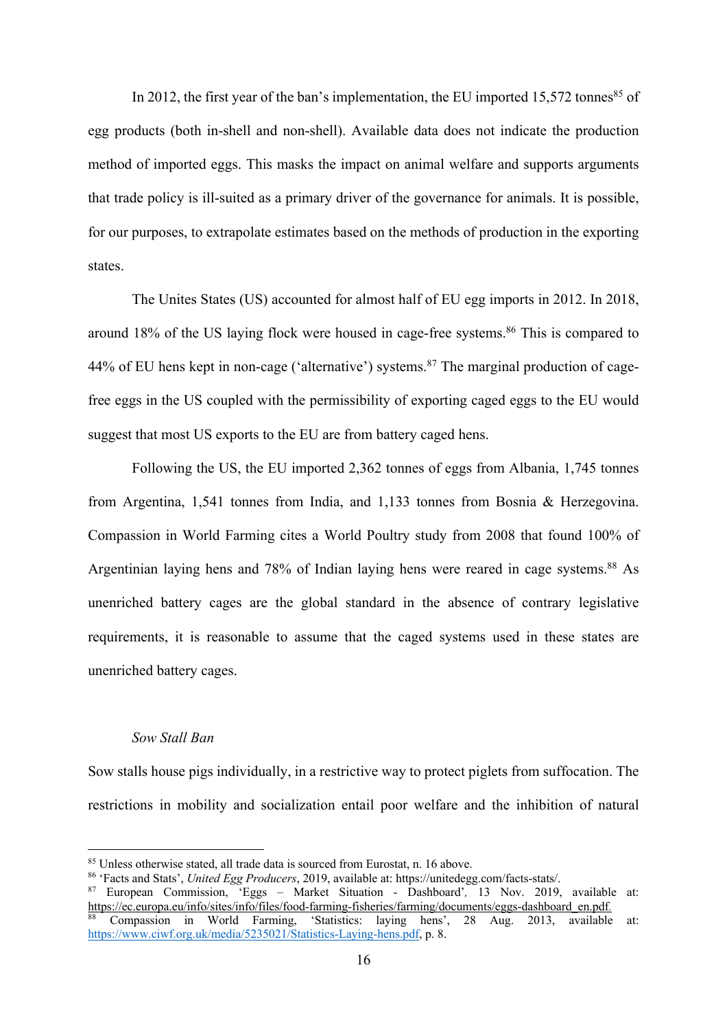In 2012, the first year of the ban's implementation, the EU imported 15,572 tonnes[85] of egg products (both in-shell and non-shell). Available data does not indicate the production method of imported eggs. This masks the impact on animal welfare and supports arguments that trade policy is ill-suited as a primary driver of the governance for animals. It is possible, for our purposes, to extrapolate estimates based on the methods of production in the exporting states.

The Unites States (US) accounted for almost half of EU egg imports in 2012. In 2018, around 18% of the US laying flock were housed in cage-free systems.[86] This is compared to 44% of EU hens kept in non-cage ('alternative') systems.[87] The marginal production of cage-free eggs in the US coupled with the permissibility of exporting caged eggs to the EU would suggest that most US exports to the EU are from battery caged hens.

Following the US, the EU imported 2,362 tonnes of eggs from Albania, 1,745 tonnes from Argentina, 1,541 tonnes from India, and 1,133 tonnes from Bosnia & Herzegovina. Compassion in World Farming cites a World Poultry study from 2008 that found 100% of Argentinian laying hens and 78% of Indian laying hens were reared in cage systems.[88] As unenriched battery cages are the global standard in the absence of contrary legislative requirements, it is reasonable to assume that the caged systems used in these states are unenriched battery cages.

*Sow Stall Ban*

Sow stalls house pigs individually, in a restrictive way to protect piglets from suffocation. The restrictions in mobility and socialization entail poor welfare and the inhibition of natural

---

[85] Unless otherwise stated, all trade data is sourced from Eurostat, n. 16 above.

[86] 'Facts and Stats', *United Egg Producers*, 2019, available at: https://unitedegg.com/facts-stats/.

[87] European Commission, 'Eggs – Market Situation - Dashboard', 13 Nov. 2019, available at: https://ec.europa.eu/info/sites/info/files/food-farming-fisheries/farming/documents/eggs-dashboard_en.pdf.

[88] Compassion in World Farming, 'Statistics: laying hens', 28 Aug. 2013, available at: https://www.ciwf.org.uk/media/5235021/Statistics-Laying-hens.pdf, p. 8.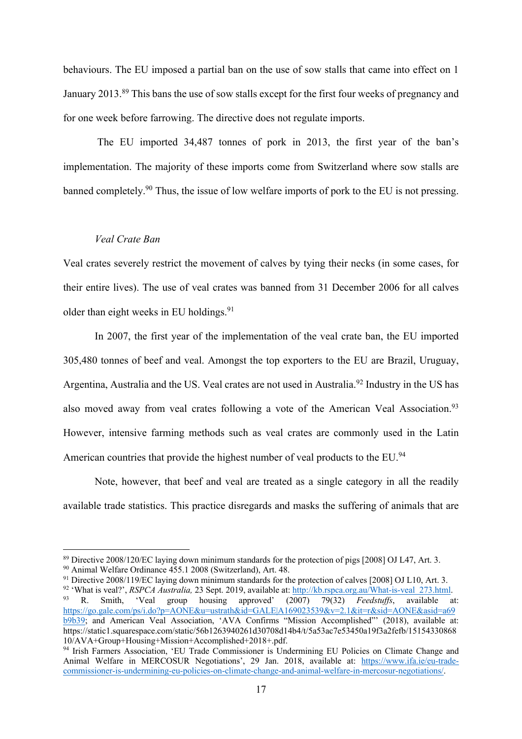behaviours. The EU imposed a partial ban on the use of sow stalls that came into effect on 1 January 2013.[89] This bans the use of sow stalls except for the first four weeks of pregnancy and for one week before farrowing. The directive does not regulate imports.

The EU imported 34,487 tonnes of pork in 2013, the first year of the ban's implementation. The majority of these imports come from Switzerland where sow stalls are banned completely.[90] Thus, the issue of low welfare imports of pork to the EU is not pressing.

*Veal Crate Ban*

Veal crates severely restrict the movement of calves by tying their necks (in some cases, for their entire lives). The use of veal crates was banned from 31 December 2006 for all calves older than eight weeks in EU holdings.[91]

In 2007, the first year of the implementation of the veal crate ban, the EU imported 305,480 tonnes of beef and veal. Amongst the top exporters to the EU are Brazil, Uruguay, Argentina, Australia and the US. Veal crates are not used in Australia.[92] Industry in the US has also moved away from veal crates following a vote of the American Veal Association.[93] However, intensive farming methods such as veal crates are commonly used in the Latin American countries that provide the highest number of veal products to the EU.[94]

Note, however, that beef and veal are treated as a single category in all the readily available trade statistics. This practice disregards and masks the suffering of animals that are

---

[89] Directive 2008/120/EC laying down minimum standards for the protection of pigs [2008] OJ L47, Art. 3.

[90] Animal Welfare Ordinance 455.1 2008 (Switzerland), Art. 48.

[91] Directive 2008/119/EC laying down minimum standards for the protection of calves [2008] OJ L10, Art. 3.

[92] 'What is veal?', *RSPCA Australia,* 23 Sept. 2019, available at: http://kb.rspca.org.au/What-is-veal_273.html.

[93] R. Smith, 'Veal group housing approved' (2007) 79(32) *Feedstuffs*, available at: https://go.gale.com/ps/i.do?p=AONE&u=ustrath&id=GALE|A169023539&v=2.1&it=r&sid=AONE&asid=a69b9b39; and American Veal Association, 'AVA Confirms "Mission Accomplished"' (2018), available at: https://static1.squarespace.com/static/56b1263940261d30708d14b4/t/5a53ac7e53450a19f3a2fefb/1515433086810/AVA+Group+Housing+Mission+Accomplished+2018+.pdf.

[94] Irish Farmers Association, 'EU Trade Commissioner is Undermining EU Policies on Climate Change and Animal Welfare in MERCOSUR Negotiations', 29 Jan. 2018, available at: https://www.ifa.ie/eu-trade-commissioner-is-undermining-eu-policies-on-climate-change-and-animal-welfare-in-mercosur-negotiations/.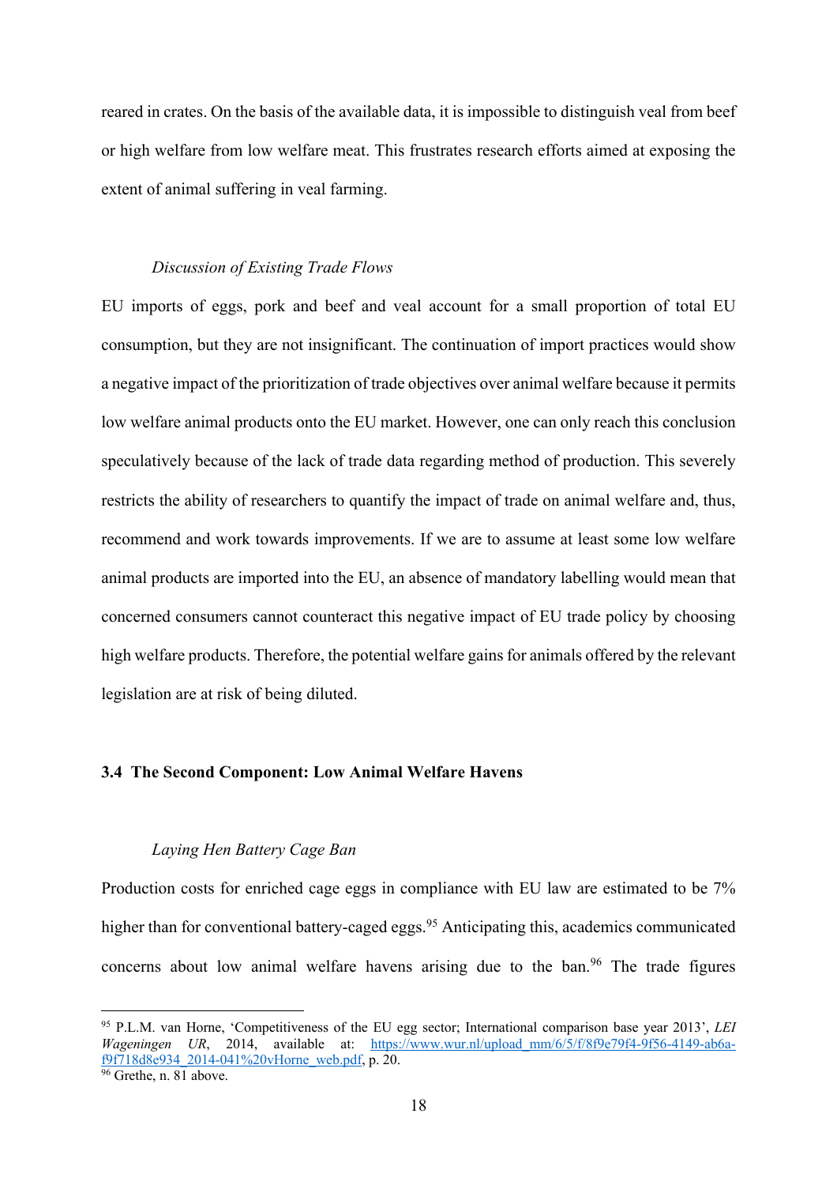reared in crates. On the basis of the available data, it is impossible to distinguish veal from beef or high welfare from low welfare meat. This frustrates research efforts aimed at exposing the extent of animal suffering in veal farming.

*Discussion of Existing Trade Flows*

EU imports of eggs, pork and beef and veal account for a small proportion of total EU consumption, but they are not insignificant. The continuation of import practices would show a negative impact of the prioritization of trade objectives over animal welfare because it permits low welfare animal products onto the EU market. However, one can only reach this conclusion speculatively because of the lack of trade data regarding method of production. This severely restricts the ability of researchers to quantify the impact of trade on animal welfare and, thus, recommend and work towards improvements. If we are to assume at least some low welfare animal products are imported into the EU, an absence of mandatory labelling would mean that concerned consumers cannot counteract this negative impact of EU trade policy by choosing high welfare products. Therefore, the potential welfare gains for animals offered by the relevant legislation are at risk of being diluted.

### 3.4 The Second Component: Low Animal Welfare Havens

*Laying Hen Battery Cage Ban*

Production costs for enriched cage eggs in compliance with EU law are estimated to be 7% higher than for conventional battery-caged eggs.[95] Anticipating this, academics communicated concerns about low animal welfare havens arising due to the ban.[96] The trade figures

---

[95] P.L.M. van Horne, 'Competitiveness of the EU egg sector; International comparison base year 2013', *LEI Wageningen UR*, 2014, available at: https://www.wur.nl/upload_mm/6/5/f/8f9e79f4-9f56-4149-ab6a-f9f718d8e934_2014-041%20vHorne_web.pdf, p. 20.

[96] Grethe, n. 81 above.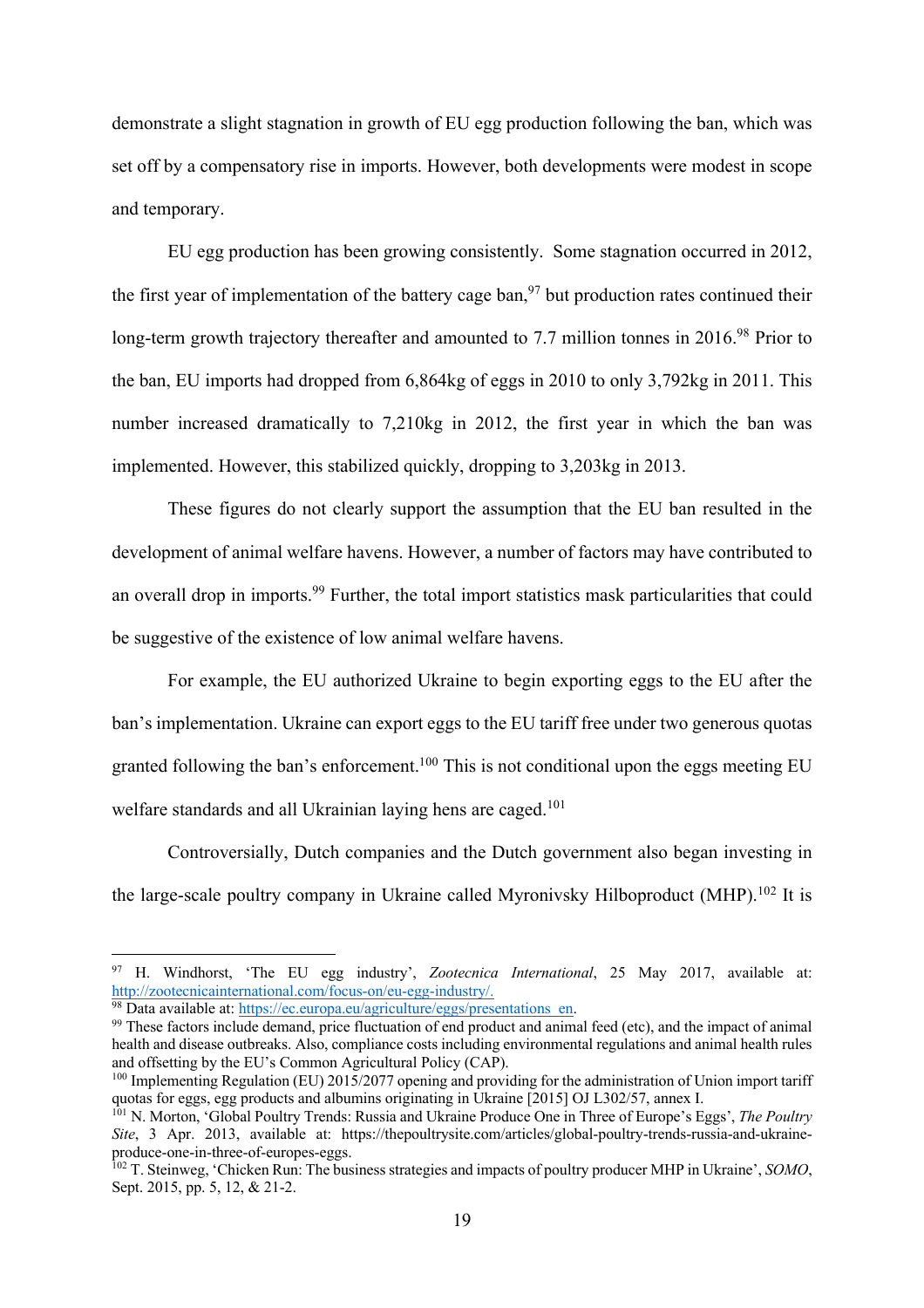demonstrate a slight stagnation in growth of EU egg production following the ban, which was set off by a compensatory rise in imports. However, both developments were modest in scope and temporary.

EU egg production has been growing consistently. Some stagnation occurred in 2012, the first year of implementation of the battery cage ban,[97] but production rates continued their long-term growth trajectory thereafter and amounted to 7.7 million tonnes in 2016.[98] Prior to the ban, EU imports had dropped from 6,864kg of eggs in 2010 to only 3,792kg in 2011. This number increased dramatically to 7,210kg in 2012, the first year in which the ban was implemented. However, this stabilized quickly, dropping to 3,203kg in 2013.

These figures do not clearly support the assumption that the EU ban resulted in the development of animal welfare havens. However, a number of factors may have contributed to an overall drop in imports.[99] Further, the total import statistics mask particularities that could be suggestive of the existence of low animal welfare havens.

For example, the EU authorized Ukraine to begin exporting eggs to the EU after the ban's implementation. Ukraine can export eggs to the EU tariff free under two generous quotas granted following the ban's enforcement.[100] This is not conditional upon the eggs meeting EU welfare standards and all Ukrainian laying hens are caged.[101]

Controversially, Dutch companies and the Dutch government also began investing in the large-scale poultry company in Ukraine called Myronivsky Hilboproduct (MHP).[102] It is

---

[97] H. Windhorst, 'The EU egg industry', *Zootecnica International*, 25 May 2017, available at: http://zootecnicainternational.com/focus-on/eu-egg-industry/.

[98] Data available at: https://ec.europa.eu/agriculture/eggs/presentations_en.

[99] These factors include demand, price fluctuation of end product and animal feed (etc), and the impact of animal health and disease outbreaks. Also, compliance costs including environmental regulations and animal health rules and offsetting by the EU's Common Agricultural Policy (CAP).

[100] Implementing Regulation (EU) 2015/2077 opening and providing for the administration of Union import tariff quotas for eggs, egg products and albumins originating in Ukraine [2015] OJ L302/57, annex I.

[101] N. Morton, 'Global Poultry Trends: Russia and Ukraine Produce One in Three of Europe's Eggs', *The Poultry Site*, 3 Apr. 2013, available at: https://thepoultrysite.com/articles/global-poultry-trends-russia-and-ukraine-produce-one-in-three-of-europes-eggs.

[102] T. Steinweg, 'Chicken Run: The business strategies and impacts of poultry producer MHP in Ukraine', *SOMO*, Sept. 2015, pp. 5, 12, & 21-2.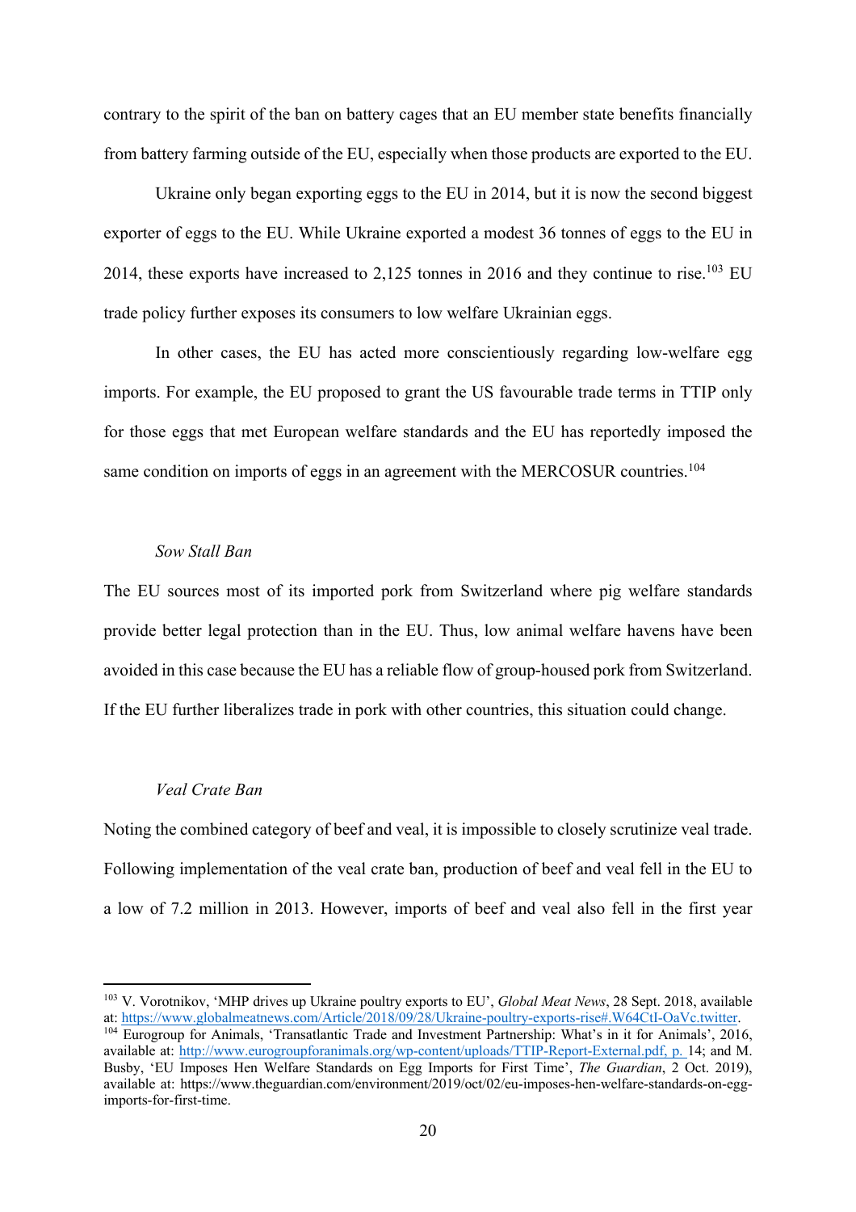contrary to the spirit of the ban on battery cages that an EU member state benefits financially from battery farming outside of the EU, especially when those products are exported to the EU.

Ukraine only began exporting eggs to the EU in 2014, but it is now the second biggest exporter of eggs to the EU. While Ukraine exported a modest 36 tonnes of eggs to the EU in 2014, these exports have increased to 2,125 tonnes in 2016 and they continue to rise.[103] EU trade policy further exposes its consumers to low welfare Ukrainian eggs.

In other cases, the EU has acted more conscientiously regarding low-welfare egg imports. For example, the EU proposed to grant the US favourable trade terms in TTIP only for those eggs that met European welfare standards and the EU has reportedly imposed the same condition on imports of eggs in an agreement with the MERCOSUR countries.[104]

*Sow Stall Ban*

The EU sources most of its imported pork from Switzerland where pig welfare standards provide better legal protection than in the EU. Thus, low animal welfare havens have been avoided in this case because the EU has a reliable flow of group-housed pork from Switzerland. If the EU further liberalizes trade in pork with other countries, this situation could change.

*Veal Crate Ban*

Noting the combined category of beef and veal, it is impossible to closely scrutinize veal trade. Following implementation of the veal crate ban, production of beef and veal fell in the EU to a low of 7.2 million in 2013. However, imports of beef and veal also fell in the first year

---

[103] V. Vorotnikov, 'MHP drives up Ukraine poultry exports to EU', *Global Meat News*, 28 Sept. 2018, available at: https://www.globalmeatnews.com/Article/2018/09/28/Ukraine-poultry-exports-rise#.W64CtI-OaVc.twitter.

[104] Eurogroup for Animals, 'Transatlantic Trade and Investment Partnership: What's in it for Animals', 2016, available at: http://www.eurogroupforanimals.org/wp-content/uploads/TTIP-Report-External.pdf, p. 14; and M. Busby, 'EU Imposes Hen Welfare Standards on Egg Imports for First Time', *The Guardian*, 2 Oct. 2019), available at: https://www.theguardian.com/environment/2019/oct/02/eu-imposes-hen-welfare-standards-on-egg-imports-for-first-time.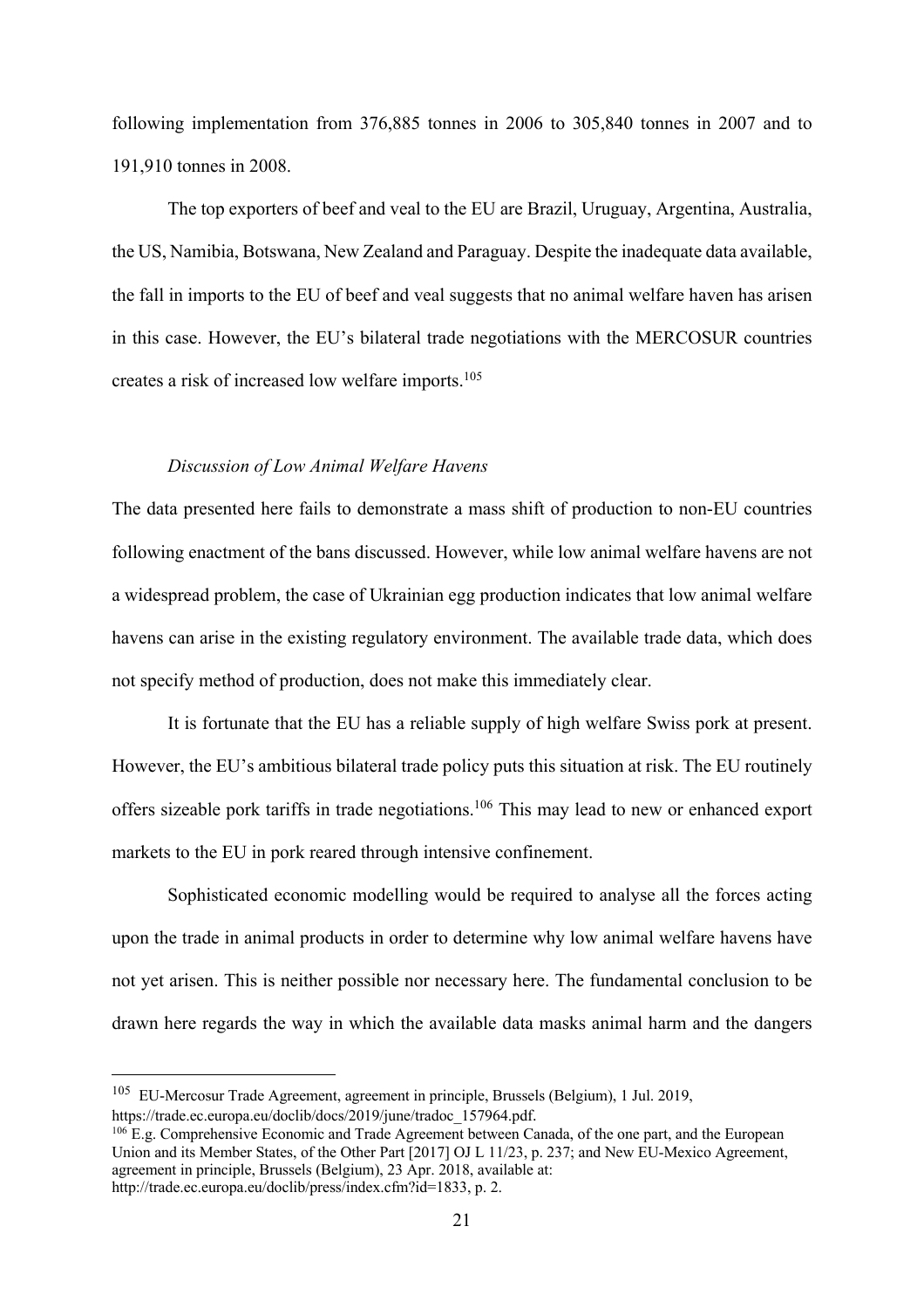following implementation from 376,885 tonnes in 2006 to 305,840 tonnes in 2007 and to 191,910 tonnes in 2008.

The top exporters of beef and veal to the EU are Brazil, Uruguay, Argentina, Australia, the US, Namibia, Botswana, New Zealand and Paraguay. Despite the inadequate data available, the fall in imports to the EU of beef and veal suggests that no animal welfare haven has arisen in this case. However, the EU's bilateral trade negotiations with the MERCOSUR countries creates a risk of increased low welfare imports.[105]

*Discussion of Low Animal Welfare Havens*

The data presented here fails to demonstrate a mass shift of production to non-EU countries following enactment of the bans discussed. However, while low animal welfare havens are not a widespread problem, the case of Ukrainian egg production indicates that low animal welfare havens can arise in the existing regulatory environment. The available trade data, which does not specify method of production, does not make this immediately clear.

It is fortunate that the EU has a reliable supply of high welfare Swiss pork at present. However, the EU's ambitious bilateral trade policy puts this situation at risk. The EU routinely offers sizeable pork tariffs in trade negotiations.[106] This may lead to new or enhanced export markets to the EU in pork reared through intensive confinement.

Sophisticated economic modelling would be required to analyse all the forces acting upon the trade in animal products in order to determine why low animal welfare havens have not yet arisen. This is neither possible nor necessary here. The fundamental conclusion to be drawn here regards the way in which the available data masks animal harm and the dangers

---

[105] EU-Mercosur Trade Agreement, agreement in principle, Brussels (Belgium), 1 Jul. 2019, https://trade.ec.europa.eu/doclib/docs/2019/june/tradoc_157964.pdf.

[106] E.g. Comprehensive Economic and Trade Agreement between Canada, of the one part, and the European Union and its Member States, of the Other Part [2017] OJ L 11/23, p. 237; and New EU-Mexico Agreement, agreement in principle, Brussels (Belgium), 23 Apr. 2018, available at: http://trade.ec.europa.eu/doclib/press/index.cfm?id=1833, p. 2.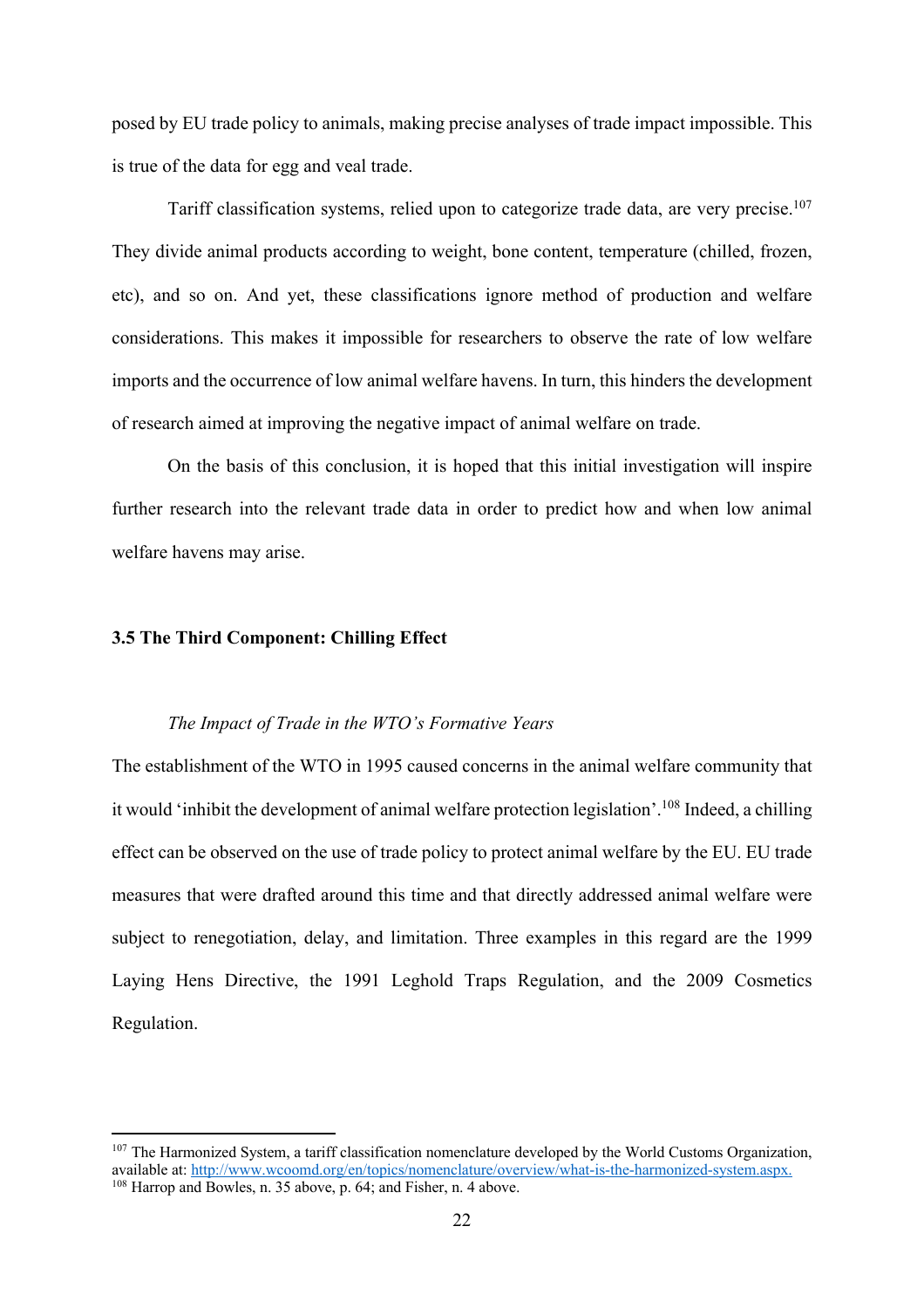posed by EU trade policy to animals, making precise analyses of trade impact impossible. This is true of the data for egg and veal trade.

Tariff classification systems, relied upon to categorize trade data, are very precise.[107] They divide animal products according to weight, bone content, temperature (chilled, frozen, etc), and so on. And yet, these classifications ignore method of production and welfare considerations. This makes it impossible for researchers to observe the rate of low welfare imports and the occurrence of low animal welfare havens. In turn, this hinders the development of research aimed at improving the negative impact of animal welfare on trade.

On the basis of this conclusion, it is hoped that this initial investigation will inspire further research into the relevant trade data in order to predict how and when low animal welfare havens may arise.

### 3.5 The Third Component: Chilling Effect

*The Impact of Trade in the WTO's Formative Years*

The establishment of the WTO in 1995 caused concerns in the animal welfare community that it would 'inhibit the development of animal welfare protection legislation'.[108] Indeed, a chilling effect can be observed on the use of trade policy to protect animal welfare by the EU. EU trade measures that were drafted around this time and that directly addressed animal welfare were subject to renegotiation, delay, and limitation. Three examples in this regard are the 1999 Laying Hens Directive, the 1991 Leghold Traps Regulation, and the 2009 Cosmetics Regulation.

---

[107] The Harmonized System, a tariff classification nomenclature developed by the World Customs Organization, available at: http://www.wcoomd.org/en/topics/nomenclature/overview/what-is-the-harmonized-system.aspx.

[108] Harrop and Bowles, n. 35 above, p. 64; and Fisher, n. 4 above.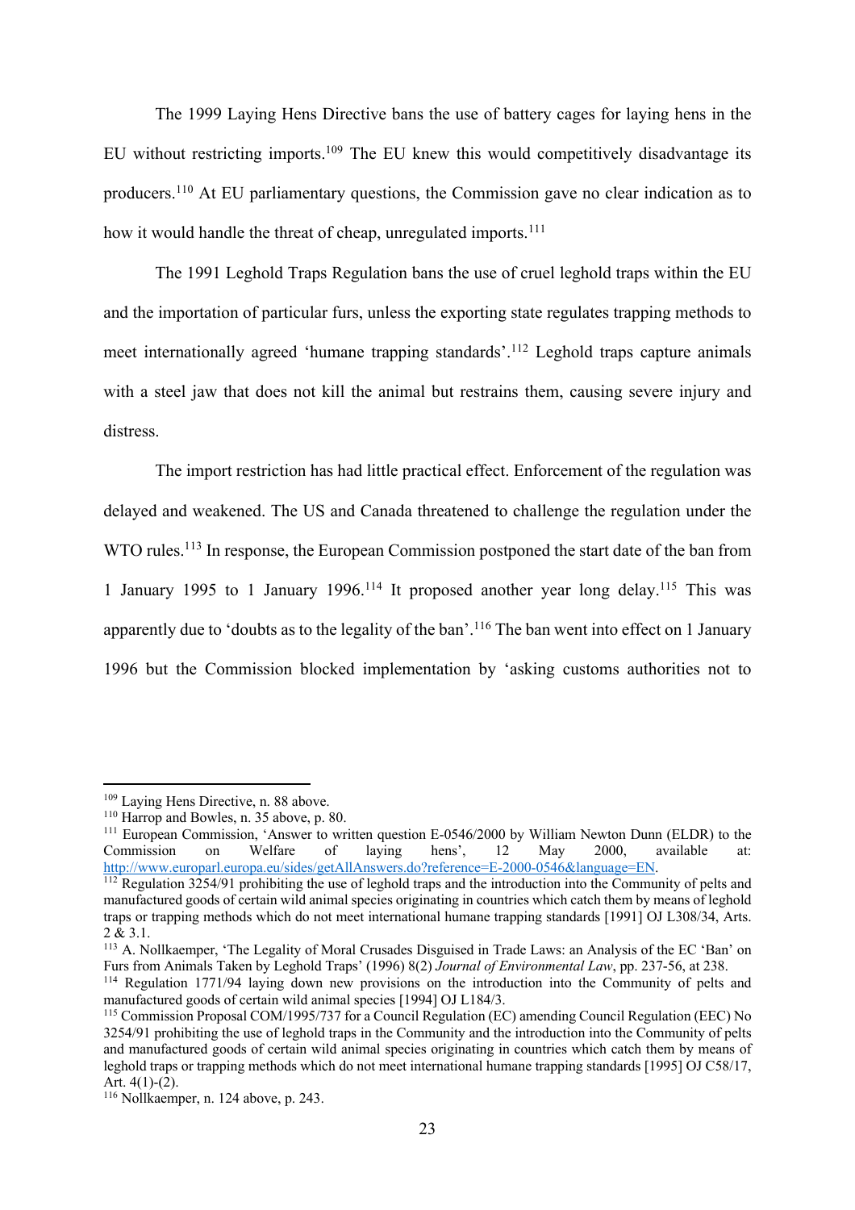The 1999 Laying Hens Directive bans the use of battery cages for laying hens in the EU without restricting imports.[109] The EU knew this would competitively disadvantage its producers.[110] At EU parliamentary questions, the Commission gave no clear indication as to how it would handle the threat of cheap, unregulated imports.[111]

The 1991 Leghold Traps Regulation bans the use of cruel leghold traps within the EU and the importation of particular furs, unless the exporting state regulates trapping methods to meet internationally agreed 'humane trapping standards'.[112] Leghold traps capture animals with a steel jaw that does not kill the animal but restrains them, causing severe injury and distress.

The import restriction has had little practical effect. Enforcement of the regulation was delayed and weakened. The US and Canada threatened to challenge the regulation under the WTO rules.[113] In response, the European Commission postponed the start date of the ban from 1 January 1995 to 1 January 1996.[114] It proposed another year long delay.[115] This was apparently due to 'doubts as to the legality of the ban'.[116] The ban went into effect on 1 January 1996 but the Commission blocked implementation by 'asking customs authorities not to

---

[109] Laying Hens Directive, n. 88 above.

[110] Harrop and Bowles, n. 35 above, p. 80.

[111] European Commission, 'Answer to written question E-0546/2000 by William Newton Dunn (ELDR) to the Commission on Welfare of laying hens', 12 May 2000, available at: http://www.europarl.europa.eu/sides/getAllAnswers.do?reference=E-2000-0546&language=EN.

[112] Regulation 3254/91 prohibiting the use of leghold traps and the introduction into the Community of pelts and manufactured goods of certain wild animal species originating in countries which catch them by means of leghold traps or trapping methods which do not meet international humane trapping standards [1991] OJ L308/34, Arts. 2 & 3.1.

[113] A. Nollkaemper, 'The Legality of Moral Crusades Disguised in Trade Laws: an Analysis of the EC 'Ban' on Furs from Animals Taken by Leghold Traps' (1996) 8(2) *Journal of Environmental Law*, pp. 237-56, at 238.

[114] Regulation 1771/94 laying down new provisions on the introduction into the Community of pelts and manufactured goods of certain wild animal species [1994] OJ L184/3.

[115] Commission Proposal COM/1995/737 for a Council Regulation (EC) amending Council Regulation (EEC) No 3254/91 prohibiting the use of leghold traps in the Community and the introduction into the Community of pelts and manufactured goods of certain wild animal species originating in countries which catch them by means of leghold traps or trapping methods which do not meet international humane trapping standards [1995] OJ C58/17, Art. 4(1)-(2).

[116] Nollkaemper, n. 124 above, p. 243.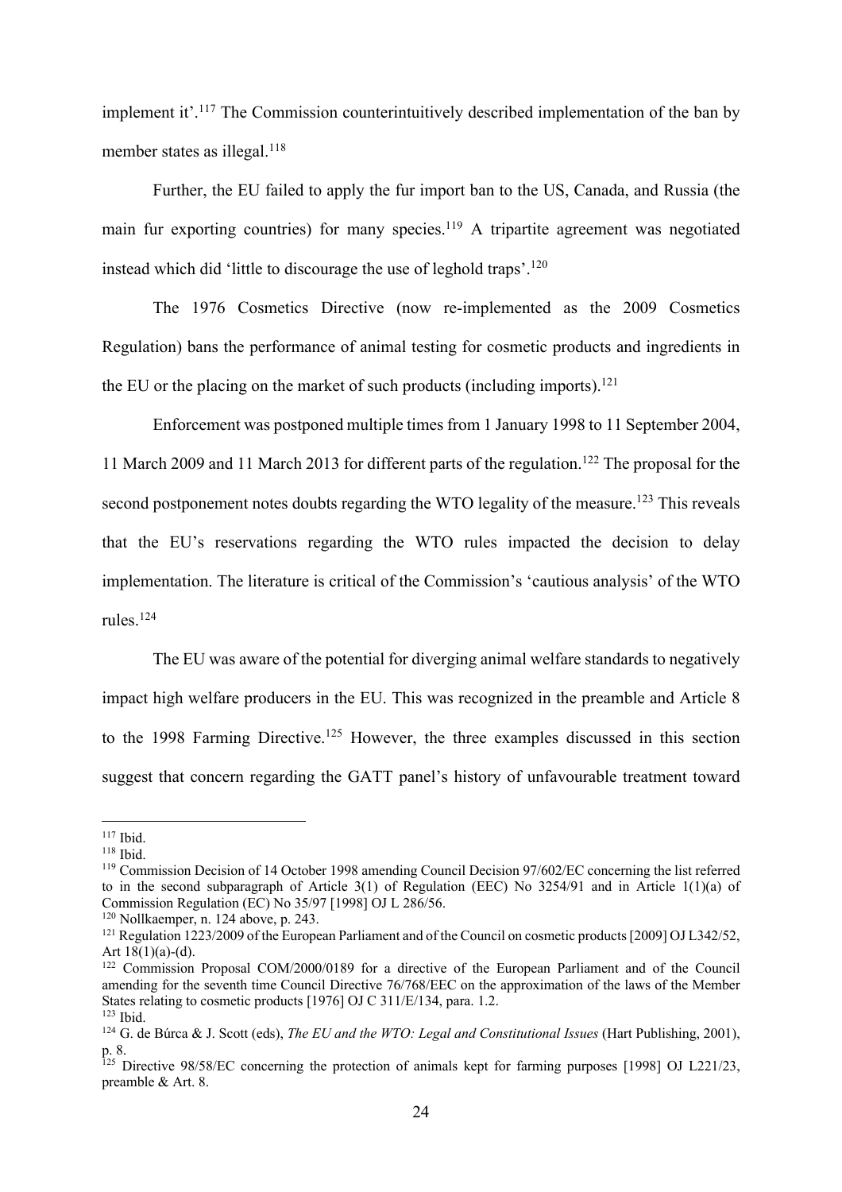implement it'.[117] The Commission counterintuitively described implementation of the ban by member states as illegal.[118]

Further, the EU failed to apply the fur import ban to the US, Canada, and Russia (the main fur exporting countries) for many species.[119] A tripartite agreement was negotiated instead which did 'little to discourage the use of leghold traps'.[120]

The 1976 Cosmetics Directive (now re-implemented as the 2009 Cosmetics Regulation) bans the performance of animal testing for cosmetic products and ingredients in the EU or the placing on the market of such products (including imports).[121]

Enforcement was postponed multiple times from 1 January 1998 to 11 September 2004, 11 March 2009 and 11 March 2013 for different parts of the regulation.[122] The proposal for the second postponement notes doubts regarding the WTO legality of the measure.[123] This reveals that the EU's reservations regarding the WTO rules impacted the decision to delay implementation. The literature is critical of the Commission's 'cautious analysis' of the WTO rules.[124]

The EU was aware of the potential for diverging animal welfare standards to negatively impact high welfare producers in the EU. This was recognized in the preamble and Article 8 to the 1998 Farming Directive.[125] However, the three examples discussed in this section suggest that concern regarding the GATT panel's history of unfavourable treatment toward

---

[117] Ibid.

[118] Ibid.

[119] Commission Decision of 14 October 1998 amending Council Decision 97/602/EC concerning the list referred to in the second subparagraph of Article 3(1) of Regulation (EEC) No 3254/91 and in Article 1(1)(a) of Commission Regulation (EC) No 35/97 [1998] OJ L 286/56.

[120] Nollkaemper, n. 124 above, p. 243.

[121] Regulation 1223/2009 of the European Parliament and of the Council on cosmetic products [2009] OJ L342/52, Art 18(1)(a)-(d).

[122] Commission Proposal COM/2000/0189 for a directive of the European Parliament and of the Council amending for the seventh time Council Directive 76/768/EEC on the approximation of the laws of the Member States relating to cosmetic products [1976] OJ C 311/E/134, para. 1.2.

[123] Ibid.

[124] G. de Búrca & J. Scott (eds), *The EU and the WTO: Legal and Constitutional Issues* (Hart Publishing, 2001), p. 8.

[125] Directive 98/58/EC concerning the protection of animals kept for farming purposes [1998] OJ L221/23, preamble & Art. 8.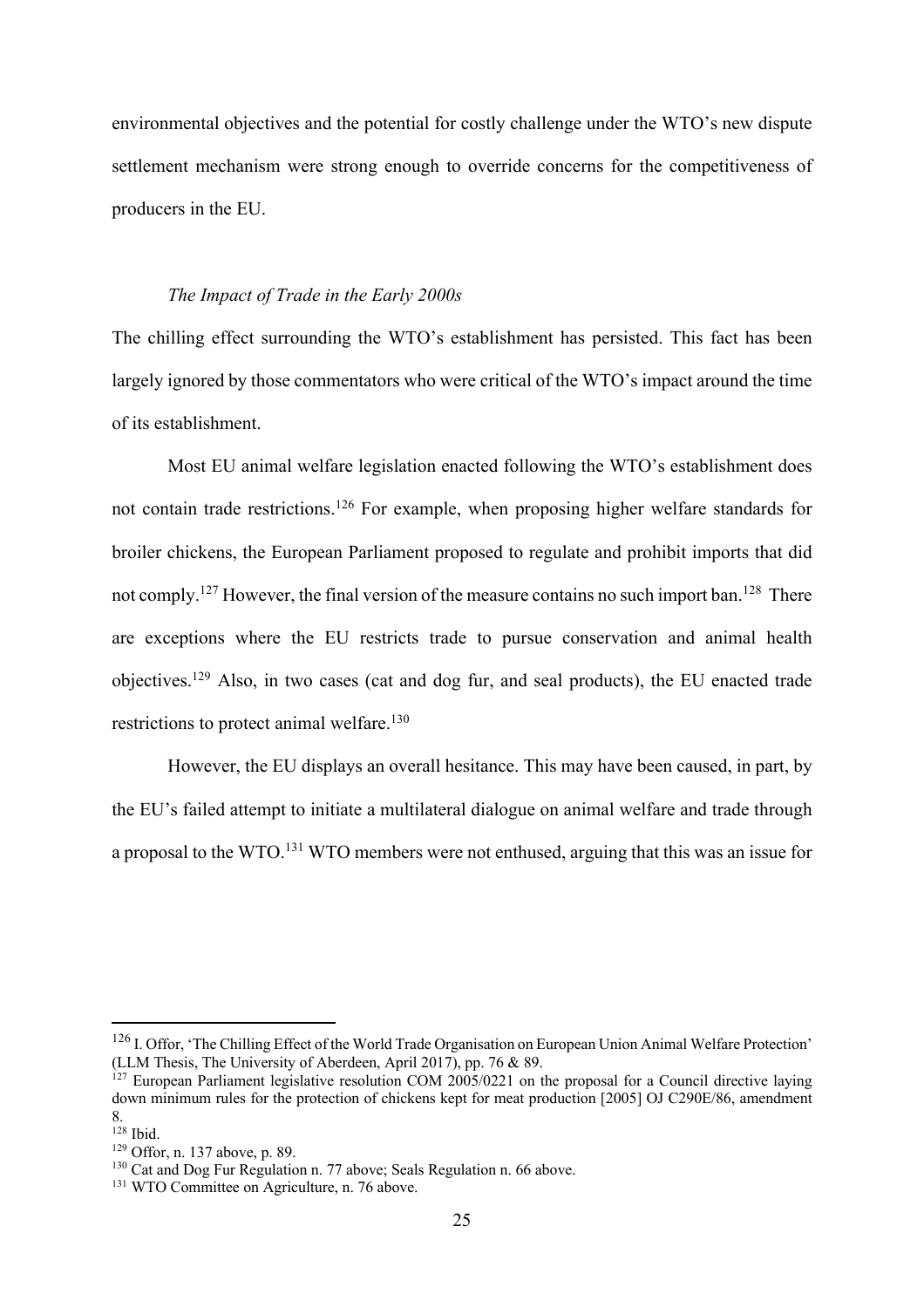environmental objectives and the potential for costly challenge under the WTO's new dispute settlement mechanism were strong enough to override concerns for the competitiveness of producers in the EU.

*The Impact of Trade in the Early 2000s*

The chilling effect surrounding the WTO's establishment has persisted. This fact has been largely ignored by those commentators who were critical of the WTO's impact around the time of its establishment.

Most EU animal welfare legislation enacted following the WTO's establishment does not contain trade restrictions.[126] For example, when proposing higher welfare standards for broiler chickens, the European Parliament proposed to regulate and prohibit imports that did not comply.[127] However, the final version of the measure contains no such import ban.[128] There are exceptions where the EU restricts trade to pursue conservation and animal health objectives.[129] Also, in two cases (cat and dog fur, and seal products), the EU enacted trade restrictions to protect animal welfare.[130]

However, the EU displays an overall hesitance. This may have been caused, in part, by the EU's failed attempt to initiate a multilateral dialogue on animal welfare and trade through a proposal to the WTO.[131] WTO members were not enthused, arguing that this was an issue for

---

[126] I. Offor, 'The Chilling Effect of the World Trade Organisation on European Union Animal Welfare Protection' (LLM Thesis, The University of Aberdeen, April 2017), pp. 76 & 89.

[127] European Parliament legislative resolution COM 2005/0221 on the proposal for a Council directive laying down minimum rules for the protection of chickens kept for meat production [2005] OJ C290E/86, amendment 8.

[128] Ibid.

[129] Offor, n. 137 above, p. 89.

[130] Cat and Dog Fur Regulation n. 77 above; Seals Regulation n. 66 above.

[131] WTO Committee on Agriculture, n. 76 above.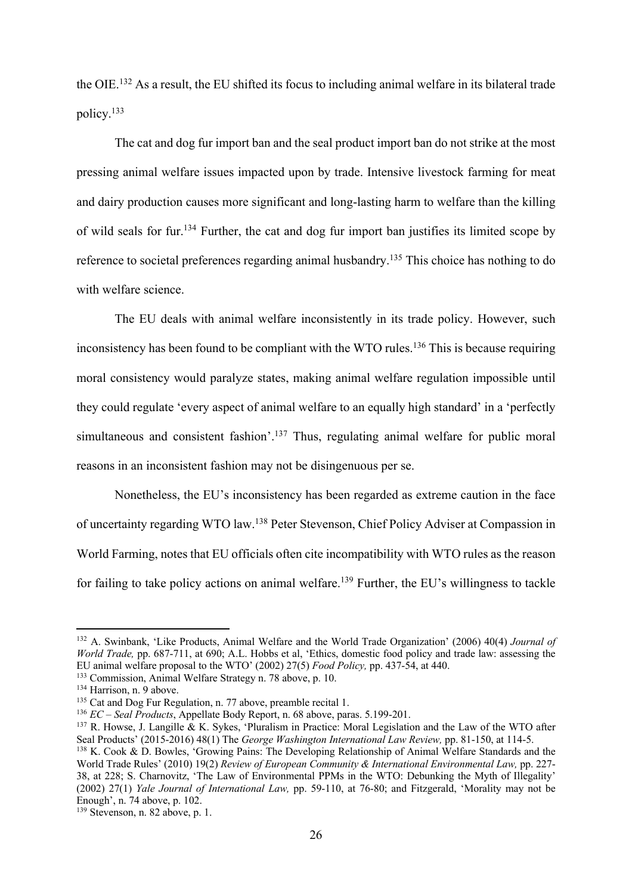the OIE.[132] As a result, the EU shifted its focus to including animal welfare in its bilateral trade policy.[133]

The cat and dog fur import ban and the seal product import ban do not strike at the most pressing animal welfare issues impacted upon by trade. Intensive livestock farming for meat and dairy production causes more significant and long-lasting harm to welfare than the killing of wild seals for fur.[134] Further, the cat and dog fur import ban justifies its limited scope by reference to societal preferences regarding animal husbandry.[135] This choice has nothing to do with welfare science.

The EU deals with animal welfare inconsistently in its trade policy. However, such inconsistency has been found to be compliant with the WTO rules.[136] This is because requiring moral consistency would paralyze states, making animal welfare regulation impossible until they could regulate 'every aspect of animal welfare to an equally high standard' in a 'perfectly simultaneous and consistent fashion'.[137] Thus, regulating animal welfare for public moral reasons in an inconsistent fashion may not be disingenuous per se.

Nonetheless, the EU's inconsistency has been regarded as extreme caution in the face of uncertainty regarding WTO law.[138] Peter Stevenson, Chief Policy Adviser at Compassion in World Farming, notes that EU officials often cite incompatibility with WTO rules as the reason for failing to take policy actions on animal welfare.[139] Further, the EU's willingness to tackle

---

[132] A. Swinbank, 'Like Products, Animal Welfare and the World Trade Organization' (2006) 40(4) *Journal of World Trade,* pp. 687-711, at 690; A.L. Hobbs et al, 'Ethics, domestic food policy and trade law: assessing the EU animal welfare proposal to the WTO' (2002) 27(5) *Food Policy,* pp. 437-54, at 440.

[133] Commission, Animal Welfare Strategy n. 78 above, p. 10.

[134] Harrison, n. 9 above.

[135] Cat and Dog Fur Regulation, n. 77 above, preamble recital 1.

[136] *EC – Seal Products*, Appellate Body Report, n. 68 above, paras. 5.199-201.

[137] R. Howse, J. Langille & K. Sykes, 'Pluralism in Practice: Moral Legislation and the Law of the WTO after Seal Products' (2015-2016) 48(1) The *George Washington International Law Review,* pp. 81-150, at 114-5.

[138] K. Cook & D. Bowles, 'Growing Pains: The Developing Relationship of Animal Welfare Standards and the World Trade Rules' (2010) 19(2) *Review of European Community & International Environmental Law,* pp. 227-38, at 228; S. Charnovitz, 'The Law of Environmental PPMs in the WTO: Debunking the Myth of Illegality' (2002) 27(1) *Yale Journal of International Law,* pp. 59-110, at 76-80; and Fitzgerald, 'Morality may not be Enough', n. 74 above, p. 102.

[139] Stevenson, n. 82 above, p. 1.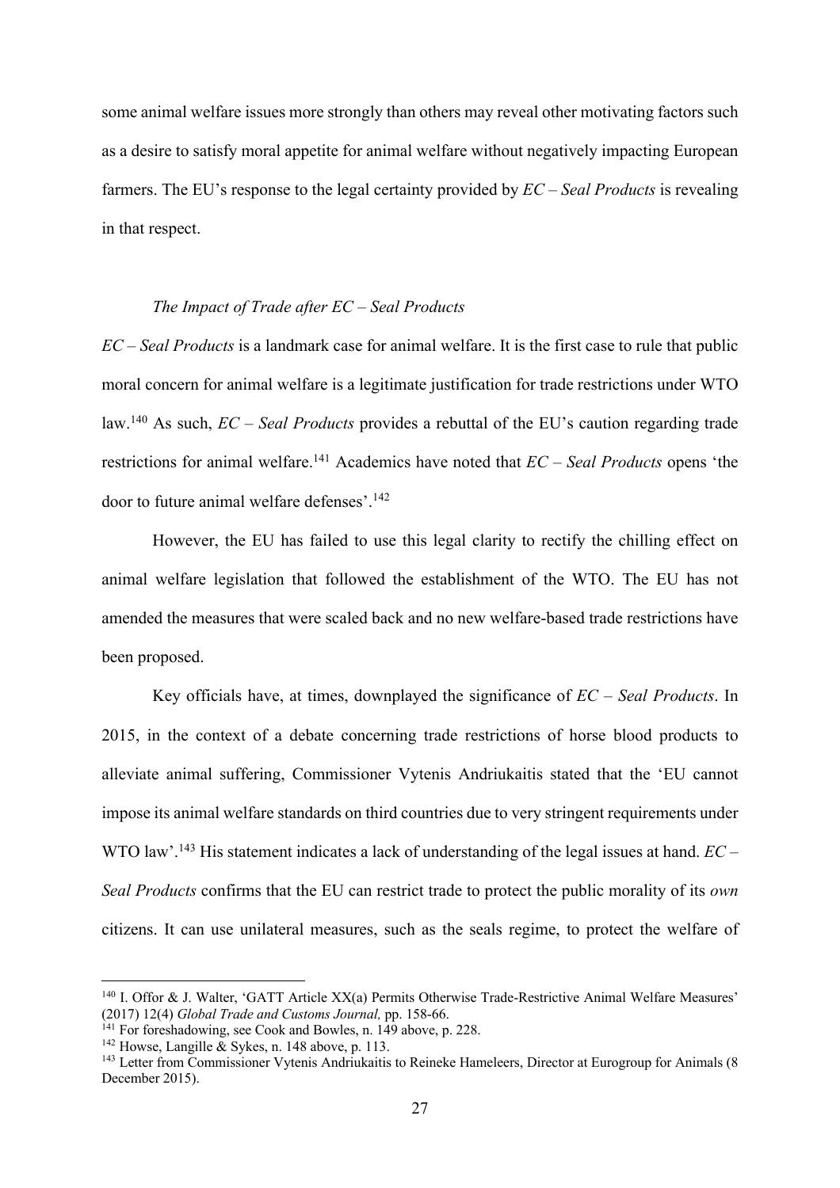some animal welfare issues more strongly than others may reveal other motivating factors such as a desire to satisfy moral appetite for animal welfare without negatively impacting European farmers. The EU's response to the legal certainty provided by *EC – Seal Products* is revealing in that respect.

### *The Impact of Trade after EC – Seal Products*

*EC – Seal Products* is a landmark case for animal welfare. It is the first case to rule that public moral concern for animal welfare is a legitimate justification for trade restrictions under WTO law.[140] As such, *EC – Seal Products* provides a rebuttal of the EU's caution regarding trade restrictions for animal welfare.[141] Academics have noted that *EC – Seal Products* opens 'the door to future animal welfare defenses'.[142]

However, the EU has failed to use this legal clarity to rectify the chilling effect on animal welfare legislation that followed the establishment of the WTO. The EU has not amended the measures that were scaled back and no new welfare-based trade restrictions have been proposed.

Key officials have, at times, downplayed the significance of *EC – Seal Products*. In 2015, in the context of a debate concerning trade restrictions of horse blood products to alleviate animal suffering, Commissioner Vytenis Andriukaitis stated that the 'EU cannot impose its animal welfare standards on third countries due to very stringent requirements under WTO law'.[143] His statement indicates a lack of understanding of the legal issues at hand. *EC – Seal Products* confirms that the EU can restrict trade to protect the public morality of its *own* citizens. It can use unilateral measures, such as the seals regime, to protect the welfare of

---

[140] I. Offor & J. Walter, 'GATT Article XX(a) Permits Otherwise Trade-Restrictive Animal Welfare Measures' (2017) 12(4) *Global Trade and Customs Journal,* pp. 158-66.

[141] For foreshadowing, see Cook and Bowles, n. 149 above, p. 228.

[142] Howse, Langille & Sykes, n. 148 above, p. 113.

[143] Letter from Commissioner Vytenis Andriukaitis to Reineke Hameleers, Director at Eurogroup for Animals (8 December 2015).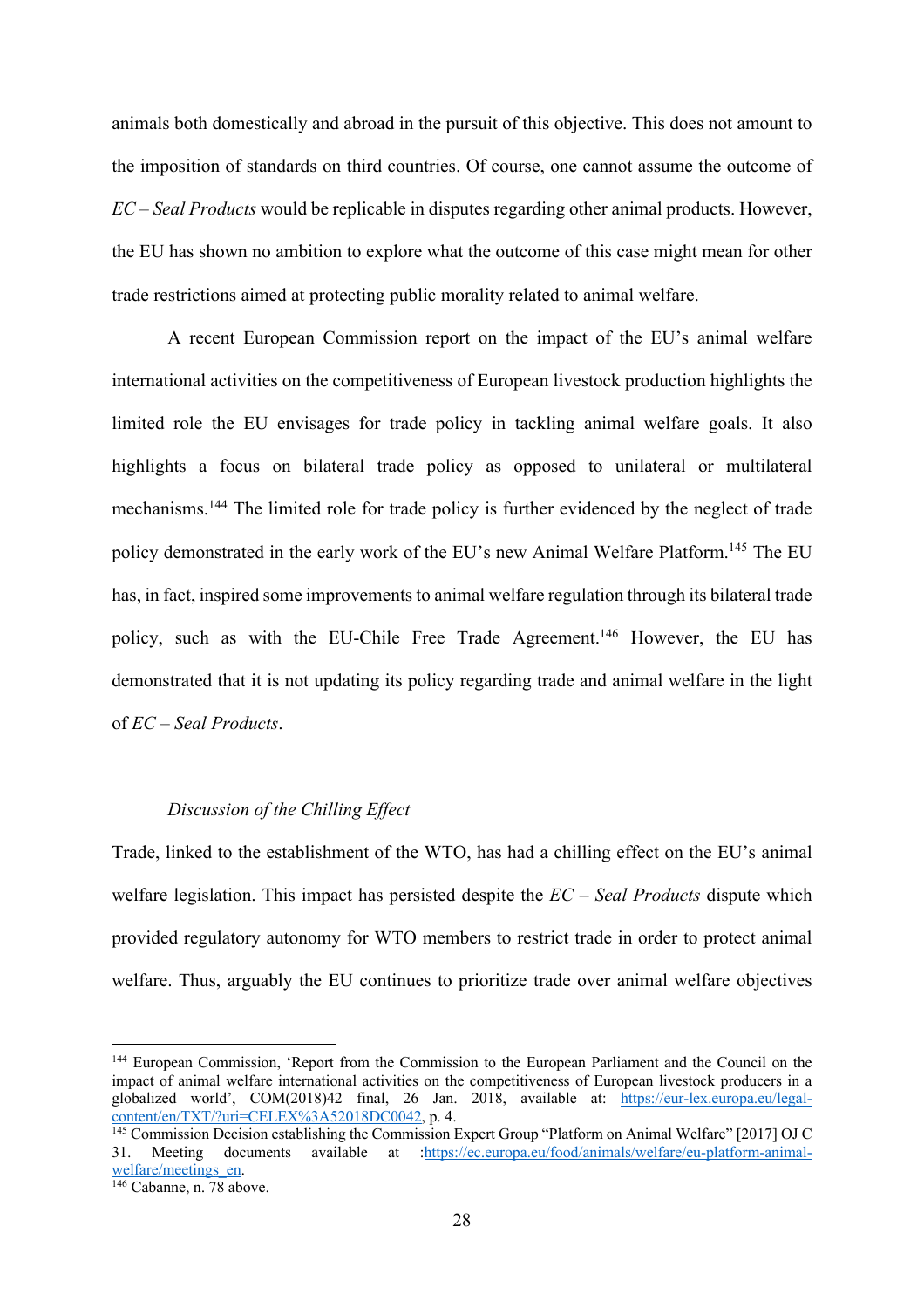animals both domestically and abroad in the pursuit of this objective. This does not amount to the imposition of standards on third countries. Of course, one cannot assume the outcome of *EC – Seal Products* would be replicable in disputes regarding other animal products. However, the EU has shown no ambition to explore what the outcome of this case might mean for other trade restrictions aimed at protecting public morality related to animal welfare.

A recent European Commission report on the impact of the EU's animal welfare international activities on the competitiveness of European livestock production highlights the limited role the EU envisages for trade policy in tackling animal welfare goals. It also highlights a focus on bilateral trade policy as opposed to unilateral or multilateral mechanisms.[144] The limited role for trade policy is further evidenced by the neglect of trade policy demonstrated in the early work of the EU's new Animal Welfare Platform.[145] The EU has, in fact, inspired some improvements to animal welfare regulation through its bilateral trade policy, such as with the EU-Chile Free Trade Agreement.[146] However, the EU has demonstrated that it is not updating its policy regarding trade and animal welfare in the light of *EC – Seal Products*.

### *Discussion of the Chilling Effect*

Trade, linked to the establishment of the WTO, has had a chilling effect on the EU's animal welfare legislation. This impact has persisted despite the *EC – Seal Products* dispute which provided regulatory autonomy for WTO members to restrict trade in order to protect animal welfare. Thus, arguably the EU continues to prioritize trade over animal welfare objectives

---

[144] European Commission, 'Report from the Commission to the European Parliament and the Council on the impact of animal welfare international activities on the competitiveness of European livestock producers in a globalized world', COM(2018)42 final, 26 Jan. 2018, available at: https://eur-lex.europa.eu/legal-content/en/TXT/?uri=CELEX%3A52018DC0042, p. 4.

[145] Commission Decision establishing the Commission Expert Group "Platform on Animal Welfare" [2017] OJ C 31. Meeting documents available at :https://ec.europa.eu/food/animals/welfare/eu-platform-animal-welfare/meetings_en.

[146] Cabanne, n. 78 above.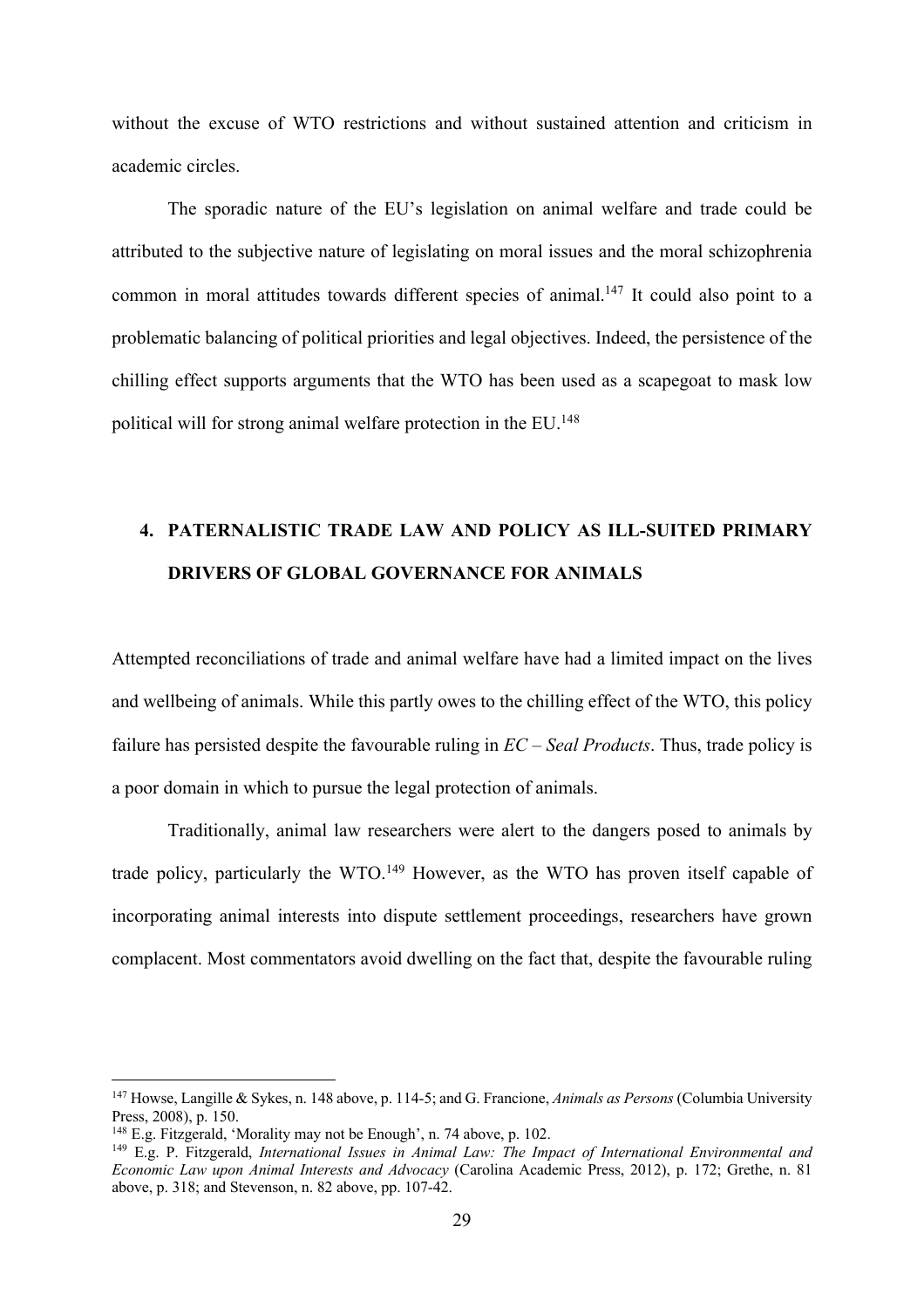without the excuse of WTO restrictions and without sustained attention and criticism in academic circles.

The sporadic nature of the EU's legislation on animal welfare and trade could be attributed to the subjective nature of legislating on moral issues and the moral schizophrenia common in moral attitudes towards different species of animal.[147] It could also point to a problematic balancing of political priorities and legal objectives. Indeed, the persistence of the chilling effect supports arguments that the WTO has been used as a scapegoat to mask low political will for strong animal welfare protection in the EU.[148]

## 4. PATERNALISTIC TRADE LAW AND POLICY AS ILL-SUITED PRIMARY DRIVERS OF GLOBAL GOVERNANCE FOR ANIMALS

Attempted reconciliations of trade and animal welfare have had a limited impact on the lives and wellbeing of animals. While this partly owes to the chilling effect of the WTO, this policy failure has persisted despite the favourable ruling in *EC – Seal Products*. Thus, trade policy is a poor domain in which to pursue the legal protection of animals.

Traditionally, animal law researchers were alert to the dangers posed to animals by trade policy, particularly the WTO.[149] However, as the WTO has proven itself capable of incorporating animal interests into dispute settlement proceedings, researchers have grown complacent. Most commentators avoid dwelling on the fact that, despite the favourable ruling

---

[147] Howse, Langille & Sykes, n. 148 above, p. 114-5; and G. Francione, *Animals as Persons* (Columbia University Press, 2008), p. 150.

[148] E.g. Fitzgerald, 'Morality may not be Enough', n. 74 above, p. 102.

[149] E.g. P. Fitzgerald, *International Issues in Animal Law: The Impact of International Environmental and Economic Law upon Animal Interests and Advocacy* (Carolina Academic Press, 2012), p. 172; Grethe, n. 81 above, p. 318; and Stevenson, n. 82 above, pp. 107-42.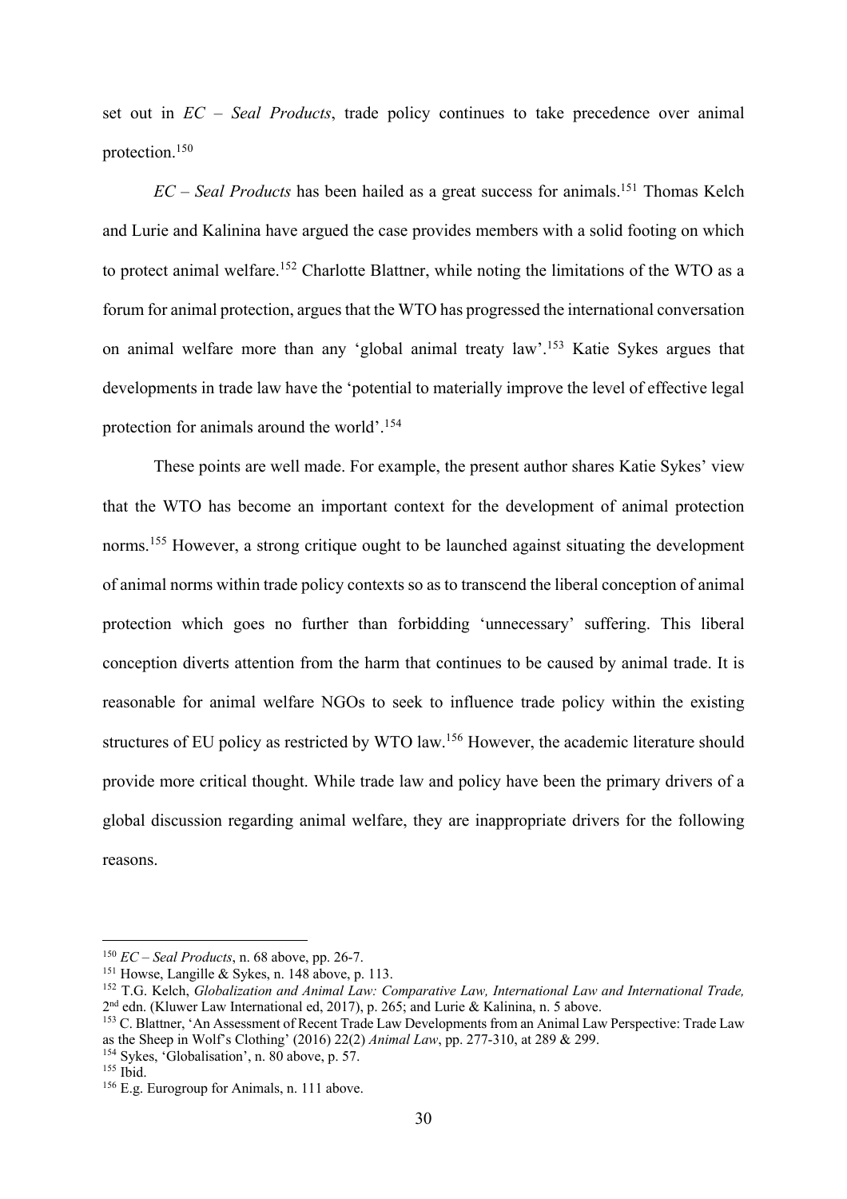set out in *EC – Seal Products*, trade policy continues to take precedence over animal protection.[150]

*EC – Seal Products* has been hailed as a great success for animals.[151] Thomas Kelch and Lurie and Kalinina have argued the case provides members with a solid footing on which to protect animal welfare.[152] Charlotte Blattner, while noting the limitations of the WTO as a forum for animal protection, argues that the WTO has progressed the international conversation on animal welfare more than any 'global animal treaty law'.[153] Katie Sykes argues that developments in trade law have the 'potential to materially improve the level of effective legal protection for animals around the world'.[154]

These points are well made. For example, the present author shares Katie Sykes' view that the WTO has become an important context for the development of animal protection norms.[155] However, a strong critique ought to be launched against situating the development of animal norms within trade policy contexts so as to transcend the liberal conception of animal protection which goes no further than forbidding 'unnecessary' suffering. This liberal conception diverts attention from the harm that continues to be caused by animal trade. It is reasonable for animal welfare NGOs to seek to influence trade policy within the existing structures of EU policy as restricted by WTO law.[156] However, the academic literature should provide more critical thought. While trade law and policy have been the primary drivers of a global discussion regarding animal welfare, they are inappropriate drivers for the following reasons.

---

[150] *EC – Seal Products*, n. 68 above, pp. 26-7.
[151] Howse, Langille & Sykes, n. 148 above, p. 113.
[152] T.G. Kelch, *Globalization and Animal Law: Comparative Law, International Law and International Trade,* 2nd edn. (Kluwer Law International ed, 2017), p. 265; and Lurie & Kalinina, n. 5 above.
[153] C. Blattner, 'An Assessment of Recent Trade Law Developments from an Animal Law Perspective: Trade Law as the Sheep in Wolf's Clothing' (2016) 22(2) *Animal Law*, pp. 277-310, at 289 & 299.
[154] Sykes, 'Globalisation', n. 80 above, p. 57.
[155] Ibid.
[156] E.g. Eurogroup for Animals, n. 111 above.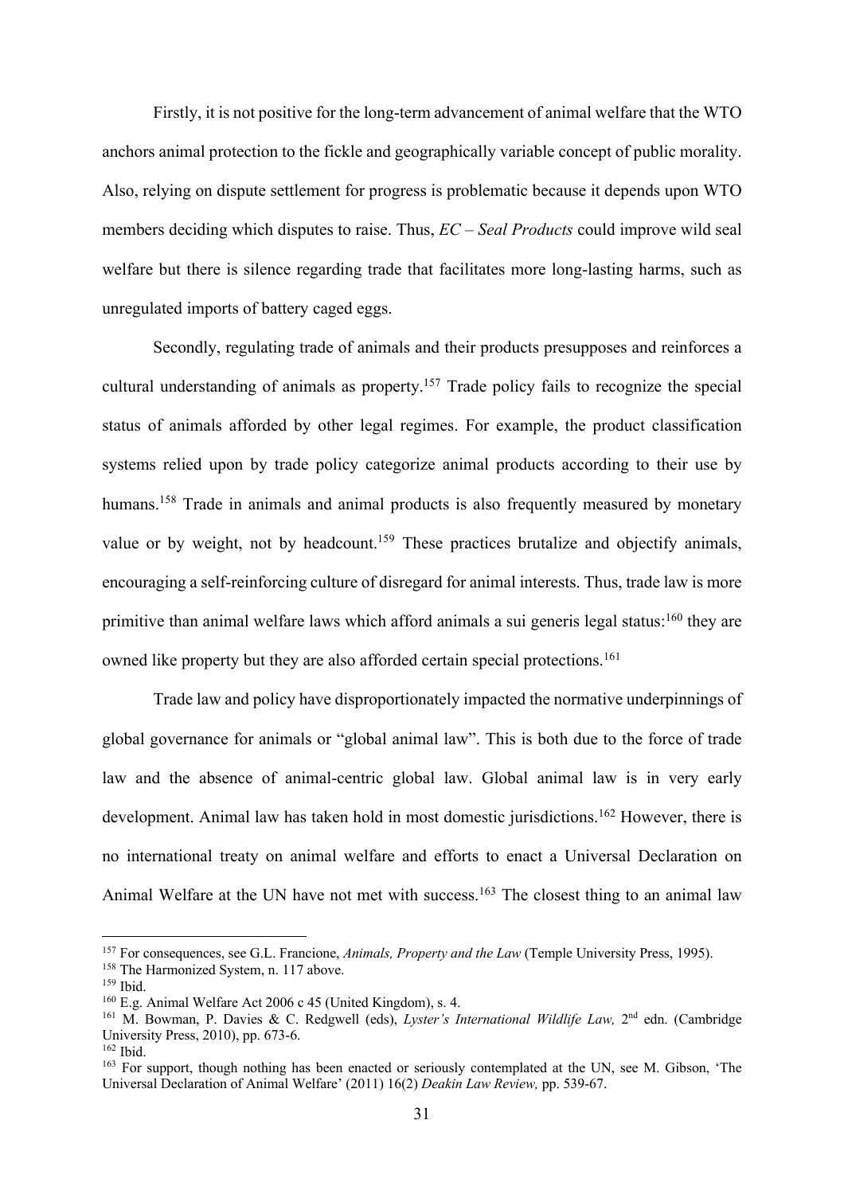Firstly, it is not positive for the long-term advancement of animal welfare that the WTO anchors animal protection to the fickle and geographically variable concept of public morality. Also, relying on dispute settlement for progress is problematic because it depends upon WTO members deciding which disputes to raise. Thus, *EC – Seal Products* could improve wild seal welfare but there is silence regarding trade that facilitates more long-lasting harms, such as unregulated imports of battery caged eggs.

Secondly, regulating trade of animals and their products presupposes and reinforces a cultural understanding of animals as property.[157] Trade policy fails to recognize the special status of animals afforded by other legal regimes. For example, the product classification systems relied upon by trade policy categorize animal products according to their use by humans.[158] Trade in animals and animal products is also frequently measured by monetary value or by weight, not by headcount.[159] These practices brutalize and objectify animals, encouraging a self-reinforcing culture of disregard for animal interests. Thus, trade law is more primitive than animal welfare laws which afford animals a sui generis legal status:[160] they are owned like property but they are also afforded certain special protections.[161]

Trade law and policy have disproportionately impacted the normative underpinnings of global governance for animals or "global animal law". This is both due to the force of trade law and the absence of animal-centric global law. Global animal law is in very early development. Animal law has taken hold in most domestic jurisdictions.[162] However, there is no international treaty on animal welfare and efforts to enact a Universal Declaration on Animal Welfare at the UN have not met with success.[163] The closest thing to an animal law

---

[157] For consequences, see G.L. Francione, *Animals, Property and the Law* (Temple University Press, 1995).

[158] The Harmonized System, n. 117 above.

[159] Ibid.

[160] E.g. Animal Welfare Act 2006 c 45 (United Kingdom), s. 4.

[161] M. Bowman, P. Davies & C. Redgwell (eds), *Lyster's International Wildlife Law,* 2nd edn. (Cambridge University Press, 2010), pp. 673-6.

[162] Ibid.

[163] For support, though nothing has been enacted or seriously contemplated at the UN, see M. Gibson, 'The Universal Declaration of Animal Welfare' (2011) 16(2) *Deakin Law Review,* pp. 539-67.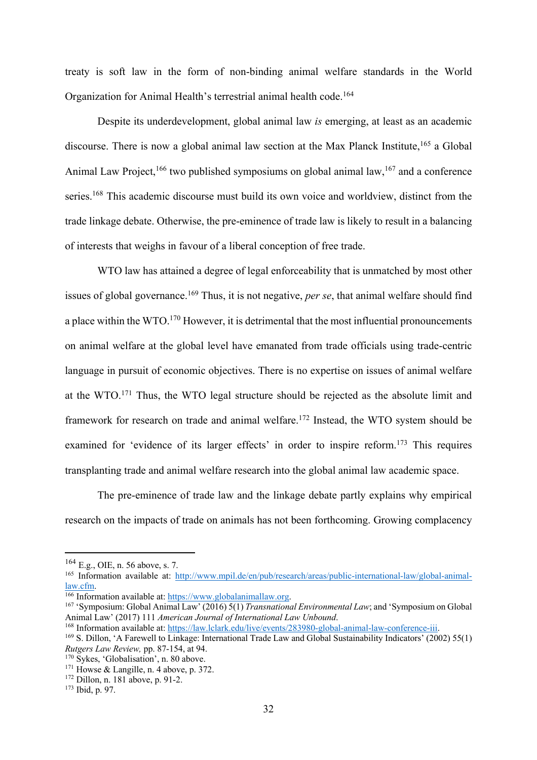treaty is soft law in the form of non-binding animal welfare standards in the World Organization for Animal Health's terrestrial animal health code.[164]

Despite its underdevelopment, global animal law *is* emerging, at least as an academic discourse. There is now a global animal law section at the Max Planck Institute,[165] a Global Animal Law Project,[166] two published symposiums on global animal law,[167] and a conference series.[168] This academic discourse must build its own voice and worldview, distinct from the trade linkage debate. Otherwise, the pre-eminence of trade law is likely to result in a balancing of interests that weighs in favour of a liberal conception of free trade.

WTO law has attained a degree of legal enforceability that is unmatched by most other issues of global governance.[169] Thus, it is not negative, *per se*, that animal welfare should find a place within the WTO.[170] However, it is detrimental that the most influential pronouncements on animal welfare at the global level have emanated from trade officials using trade-centric language in pursuit of economic objectives. There is no expertise on issues of animal welfare at the WTO.[171] Thus, the WTO legal structure should be rejected as the absolute limit and framework for research on trade and animal welfare.[172] Instead, the WTO system should be examined for 'evidence of its larger effects' in order to inspire reform.[173] This requires transplanting trade and animal welfare research into the global animal law academic space.

The pre-eminence of trade law and the linkage debate partly explains why empirical research on the impacts of trade on animals has not been forthcoming. Growing complacency

---

[164] E.g., OIE, n. 56 above, s. 7.

[165] Information available at: http://www.mpil.de/en/pub/research/areas/public-international-law/global-animal-law.cfm.

[166] Information available at: https://www.globalanimallaw.org.

[167] 'Symposium: Global Animal Law' (2016) 5(1) *Transnational Environmental Law*; and 'Symposium on Global Animal Law' (2017) 111 *American Journal of International Law Unbound*.

[168] Information available at: https://law.lclark.edu/live/events/283980-global-animal-law-conference-iii.

[169] S. Dillon, 'A Farewell to Linkage: International Trade Law and Global Sustainability Indicators' (2002) 55(1) *Rutgers Law Review,* pp. 87-154, at 94.

[170] Sykes, 'Globalisation', n. 80 above.

[171] Howse & Langille, n. 4 above, p. 372.

[172] Dillon, n. 181 above, p. 91-2.

[173] Ibid, p. 97.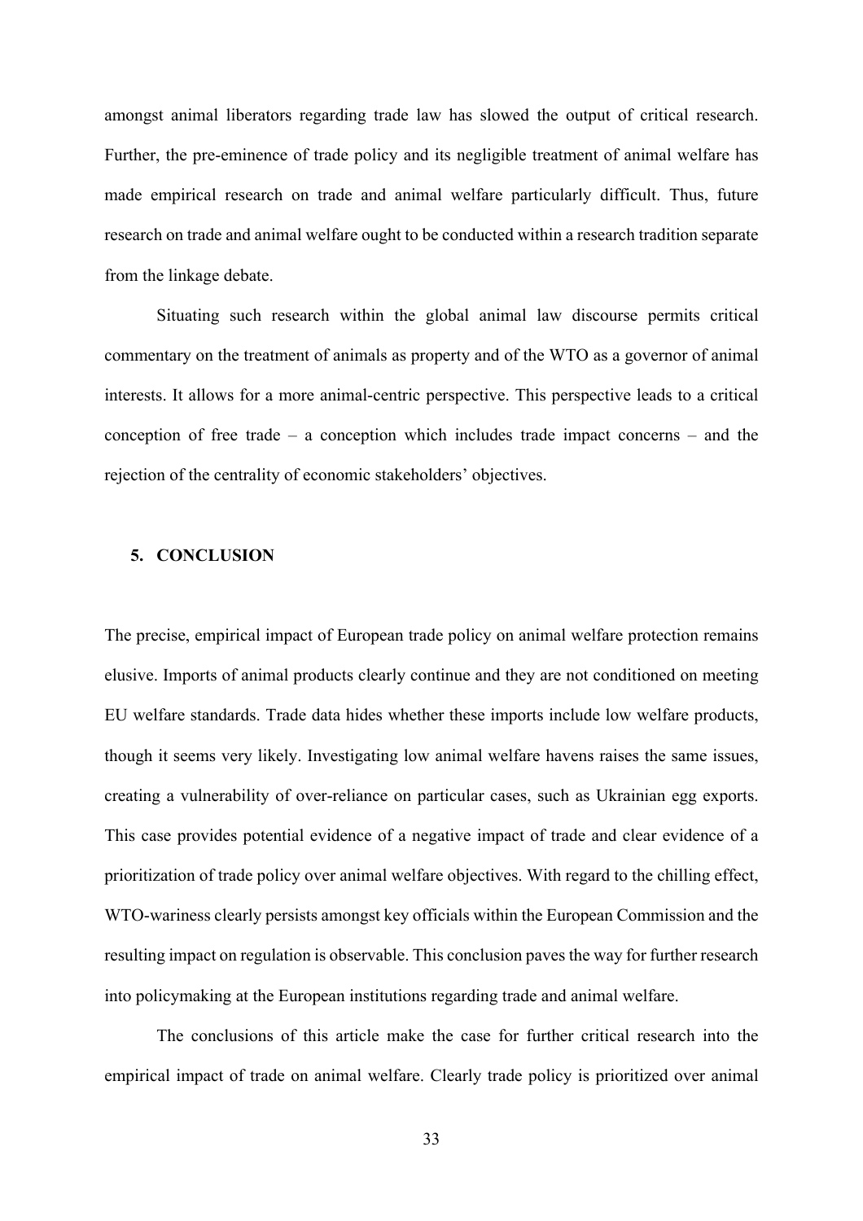amongst animal liberators regarding trade law has slowed the output of critical research. Further, the pre-eminence of trade policy and its negligible treatment of animal welfare has made empirical research on trade and animal welfare particularly difficult. Thus, future research on trade and animal welfare ought to be conducted within a research tradition separate from the linkage debate.

Situating such research within the global animal law discourse permits critical commentary on the treatment of animals as property and of the WTO as a governor of animal interests. It allows for a more animal-centric perspective. This perspective leads to a critical conception of free trade – a conception which includes trade impact concerns – and the rejection of the centrality of economic stakeholders' objectives.

## 5. CONCLUSION

The precise, empirical impact of European trade policy on animal welfare protection remains elusive. Imports of animal products clearly continue and they are not conditioned on meeting EU welfare standards. Trade data hides whether these imports include low welfare products, though it seems very likely. Investigating low animal welfare havens raises the same issues, creating a vulnerability of over-reliance on particular cases, such as Ukrainian egg exports. This case provides potential evidence of a negative impact of trade and clear evidence of a prioritization of trade policy over animal welfare objectives. With regard to the chilling effect, WTO-wariness clearly persists amongst key officials within the European Commission and the resulting impact on regulation is observable. This conclusion paves the way for further research into policymaking at the European institutions regarding trade and animal welfare.

The conclusions of this article make the case for further critical research into the empirical impact of trade on animal welfare. Clearly trade policy is prioritized over animal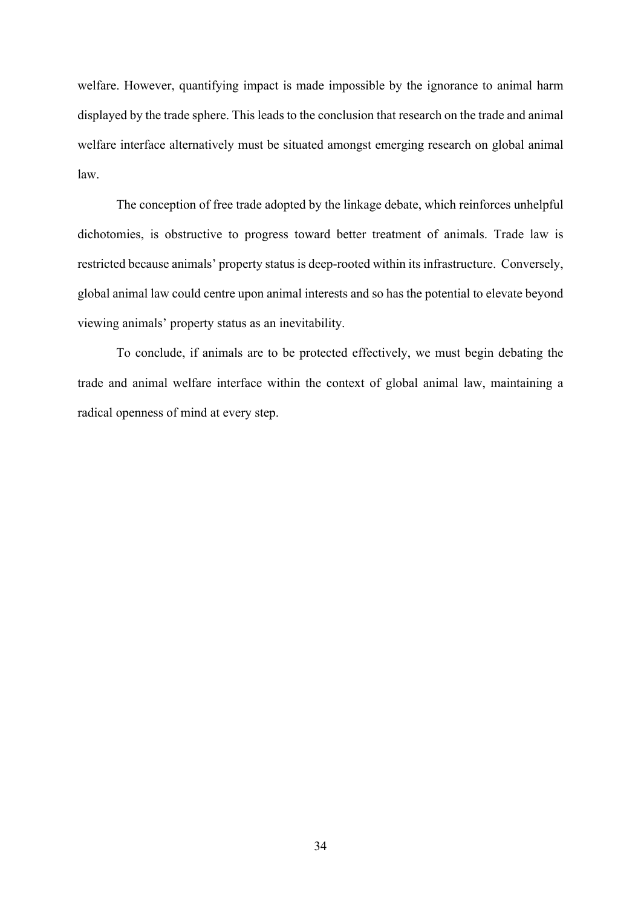welfare. However, quantifying impact is made impossible by the ignorance to animal harm displayed by the trade sphere. This leads to the conclusion that research on the trade and animal welfare interface alternatively must be situated amongst emerging research on global animal law.

The conception of free trade adopted by the linkage debate, which reinforces unhelpful dichotomies, is obstructive to progress toward better treatment of animals. Trade law is restricted because animals' property status is deep-rooted within its infrastructure. Conversely, global animal law could centre upon animal interests and so has the potential to elevate beyond viewing animals' property status as an inevitability.

To conclude, if animals are to be protected effectively, we must begin debating the trade and animal welfare interface within the context of global animal law, maintaining a radical openness of mind at every step.